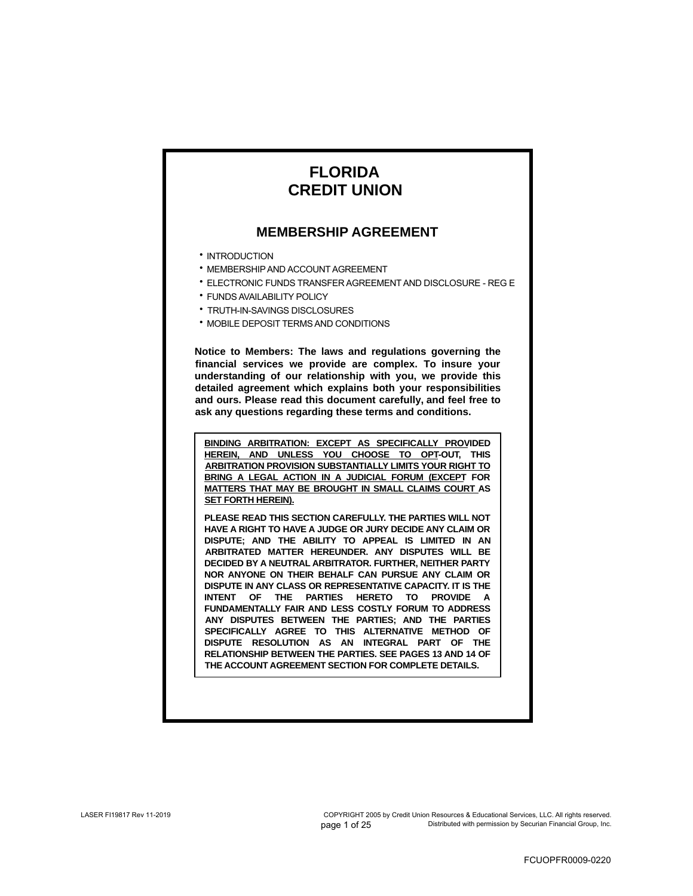# FLORIDA CREDIT UNION

## MEMBERSHIP AGREEMENT

- INTRODUCTION
- MEMBERSHIP AND ACCOUNT AGREEMENT
- ELECTRONIC FUNDS TRANSFER AGREEMENT AND DISCLOSURE - REG E
- FUNDS AVAILABILITY POLICY
- TRUTH-IN-SAVINGS DISCLOSURES
- MOBILE DEPOSIT TERMS AND CONDITIONS

**Notice to Members: The laws and regulations governing the financial services we provide are complex. To insure your understanding of our relationship with you, we provide this detailed agreement which explains both your responsibilities and ours. Please read this document carefully, and feel free to ask any questions regarding these terms and conditions.**

**BINDING ARBITRATION: EXCEPT AS SPECIFICALLY PROVIDED HEREIN, AND UNLESS YOU CHOOSE TO OPT-OUT, THIS ARBITRATION PROVISION SUBSTANTIALLY LIMITS YOUR RIGHT TO BRING A LEGAL ACTION IN A JUDICIAL FORUM (EXCEPT FOR MATTERS THAT MAY BE BROUGHT IN SMALL CLAIMS COURT AS SET FORTH HEREIN).**

**PLEASE READ THIS SECTION CAREFULLY. THE PARTIES WILL NOT HAVE A RIGHT TO HAVE A JUDGE OR JURY DECIDE ANY CLAIM OR DISPUTE; AND THE ABILITY TO APPEAL IS LIMITED IN AN ARBITRATED MATTER HEREUNDER. ANY DISPUTES WILL BE DECIDED BY A NEUTRAL ARBITRATOR. FURTHER, NEITHER PARTY NOR ANYONE ON THEIR BEHALF CAN PURSUE ANY CLAIM OR DISPUTE IN ANY CLASS OR REPRESENTATIVE CAPACITY. IT IS THE INTENT OF THE PARTIES HERETO TO PROVIDE A FUNDAMENTALLY FAIR AND LESS COSTLY FORUM TO ADDRESS ANY DISPUTES BETWEEN THE PARTIES; AND THE PARTIES SPECIFICALLY AGREE TO THIS ALTERNATIVE METHOD OF DISPUTE RESOLUTION AS AN INTEGRAL PART OF THE RELATIONSHIP BETWEEN THE PARTIES. SEE PAGES 13 AND 14 OF THE ACCOUNT AGREEMENT SECTION FOR COMPLETE DETAILS.**

LASER FI19817 Rev 11-2019

COPYRIGHT 2005 by Credit Union Resources & Educational Services, LLC. All rights reserved. Distributed with permission by Securian Financial Group, Inc.

FCUOPFR0009-0220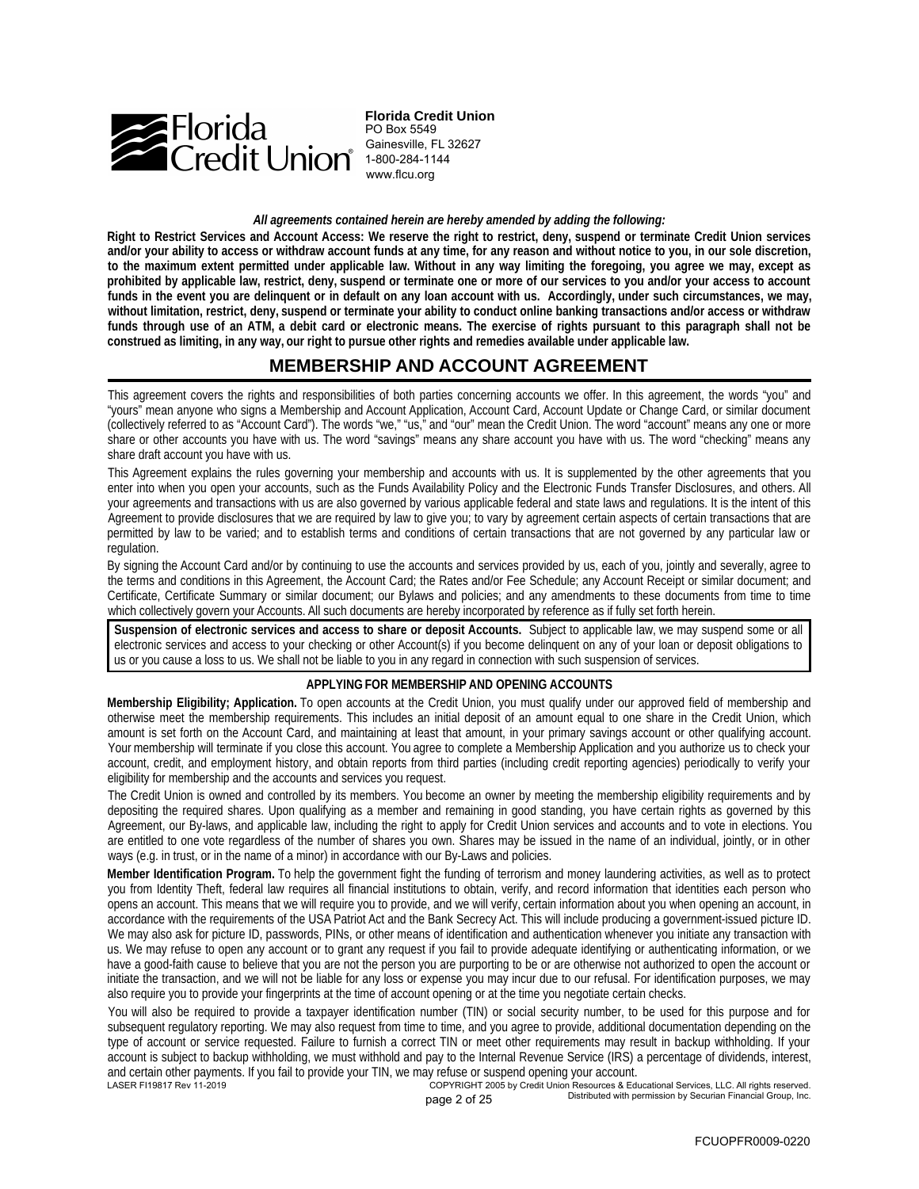**Florida Credit Union**
PO Box 5549
Gainesville, FL 32627
1-800-284-1144
www.flcu.org

***All agreements contained herein are hereby amended by adding the following:***

**Right to Restrict Services and Account Access: We reserve the right to restrict, deny, suspend or terminate Credit Union services and/or your ability to access or withdraw account funds at any time, for any reason and without notice to you, in our sole discretion, to the maximum extent permitted under applicable law. Without in any way limiting the foregoing, you agree we may, except as prohibited by applicable law, restrict, deny, suspend or terminate one or more of our services to you and/or your access to account funds in the event you are delinquent or in default on any loan account with us. Accordingly, under such circumstances, we may, without limitation, restrict, deny, suspend or terminate your ability to conduct online banking transactions and/or access or withdraw funds through use of an ATM, a debit card or electronic means. The exercise of rights pursuant to this paragraph shall not be construed as limiting, in any way, our right to pursue other rights and remedies available under applicable law.**

# MEMBERSHIP AND ACCOUNT AGREEMENT

This agreement covers the rights and responsibilities of both parties concerning accounts we offer. In this agreement, the words "you" and "yours" mean anyone who signs a Membership and Account Application, Account Card, Account Update or Change Card, or similar document (collectively referred to as "Account Card"). The words "we," "us," and "our" mean the Credit Union. The word "account" means any one or more share or other accounts you have with us. The word "savings" means any share account you have with us. The word "checking" means any share draft account you have with us.

This Agreement explains the rules governing your membership and accounts with us. It is supplemented by the other agreements that you enter into when you open your accounts, such as the Funds Availability Policy and the Electronic Funds Transfer Disclosures, and others. All your agreements and transactions with us are also governed by various applicable federal and state laws and regulations. It is the intent of this Agreement to provide disclosures that we are required by law to give you; to vary by agreement certain aspects of certain transactions that are permitted by law to be varied; and to establish terms and conditions of certain transactions that are not governed by any particular law or regulation.

By signing the Account Card and/or by continuing to use the accounts and services provided by us, each of you, jointly and severally, agree to the terms and conditions in this Agreement, the Account Card; the Rates and/or Fee Schedule; any Account Receipt or similar document; and Certificate, Certificate Summary or similar document; our Bylaws and policies; and any amendments to these documents from time to time which collectively govern your Accounts. All such documents are hereby incorporated by reference as if fully set forth herein.

**Suspension of electronic services and access to share or deposit Accounts.** Subject to applicable law, we may suspend some or all electronic services and access to your checking or other Account(s) if you become delinquent on any of your loan or deposit obligations to us or you cause a loss to us. We shall not be liable to you in any regard in connection with such suspension of services.

### APPLYING FOR MEMBERSHIP AND OPENING ACCOUNTS

**Membership Eligibility; Application.** To open accounts at the Credit Union, you must qualify under our approved field of membership and otherwise meet the membership requirements. This includes an initial deposit of an amount equal to one share in the Credit Union, which amount is set forth on the Account Card, and maintaining at least that amount, in your primary savings account or other qualifying account. Your membership will terminate if you close this account. You agree to complete a Membership Application and you authorize us to check your account, credit, and employment history, and obtain reports from third parties (including credit reporting agencies) periodically to verify your eligibility for membership and the accounts and services you request.

The Credit Union is owned and controlled by its members. You become an owner by meeting the membership eligibility requirements and by depositing the required shares. Upon qualifying as a member and remaining in good standing, you have certain rights as governed by this Agreement, our By-laws, and applicable law, including the right to apply for Credit Union services and accounts and to vote in elections. You are entitled to one vote regardless of the number of shares you own. Shares may be issued in the name of an individual, jointly, or in other ways (e.g. in trust, or in the name of a minor) in accordance with our By-Laws and policies.

**Member Identification Program.** To help the government fight the funding of terrorism and money laundering activities, as well as to protect you from Identity Theft, federal law requires all financial institutions to obtain, verify, and record information that identities each person who opens an account. This means that we will require you to provide, and we will verify, certain information about you when opening an account, in accordance with the requirements of the USA Patriot Act and the Bank Secrecy Act. This will include producing a government-issued picture ID. We may also ask for picture ID, passwords, PINs, or other means of identification and authentication whenever you initiate any transaction with us. We may refuse to open any account or to grant any request if you fail to provide adequate identifying or authenticating information, or we have a good-faith cause to believe that you are not the person you are purporting to be or are otherwise not authorized to open the account or initiate the transaction, and we will not be liable for any loss or expense you may incur due to our refusal. For identification purposes, we may also require you to provide your fingerprints at the time of account opening or at the time you negotiate certain checks.

You will also be required to provide a taxpayer identification number (TIN) or social security number, to be used for this purpose and for subsequent regulatory reporting. We may also request from time to time, and you agree to provide, additional documentation depending on the type of account or service requested. Failure to furnish a correct TIN or meet other requirements may result in backup withholding. If your account is subject to backup withholding, we must withhold and pay to the Internal Revenue Service (IRS) a percentage of dividends, interest, and certain other payments. If you fail to provide your TIN, we may refuse or suspend opening your account.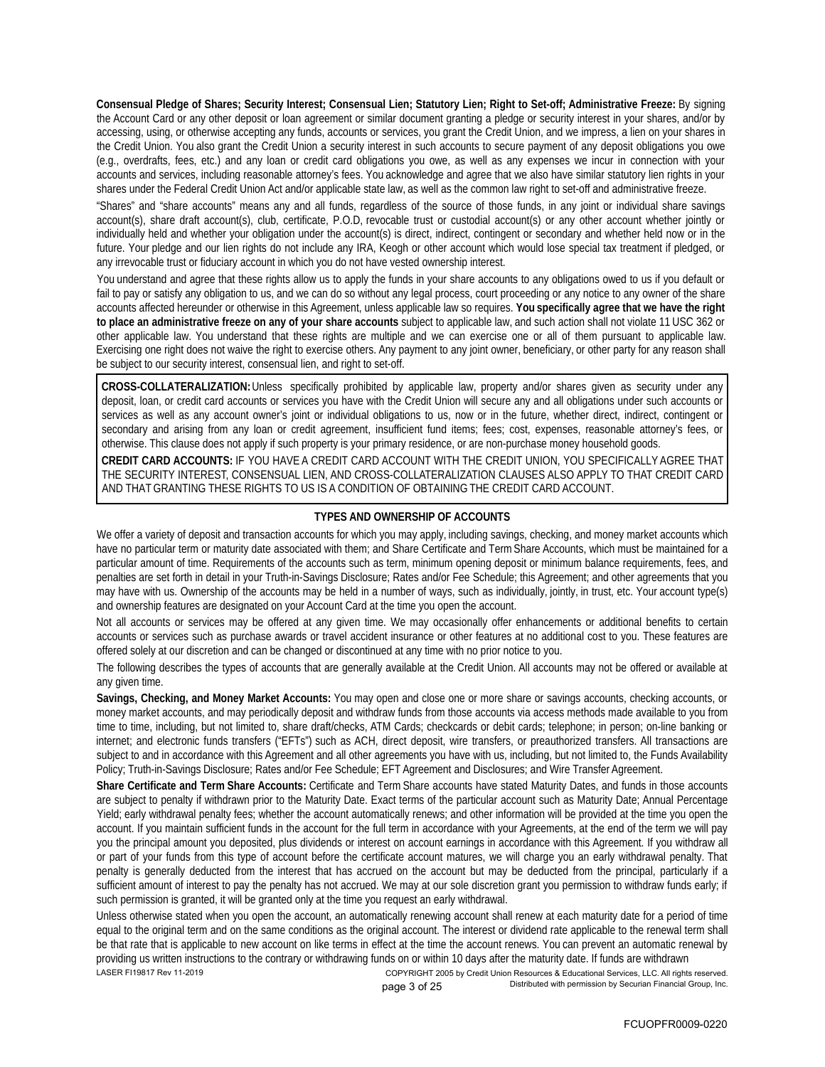**Consensual Pledge of Shares; Security Interest; Consensual Lien; Statutory Lien; Right to Set-off; Administrative Freeze:** By signing the Account Card or any other deposit or loan agreement or similar document granting a pledge or security interest in your shares, and/or by accessing, using, or otherwise accepting any funds, accounts or services, you grant the Credit Union, and we impress, a lien on your shares in the Credit Union. You also grant the Credit Union a security interest in such accounts to secure payment of any deposit obligations you owe (e.g., overdrafts, fees, etc.) and any loan or credit card obligations you owe, as well as any expenses we incur in connection with your accounts and services, including reasonable attorney's fees. You acknowledge and agree that we also have similar statutory lien rights in your shares under the Federal Credit Union Act and/or applicable state law, as well as the common law right to set-off and administrative freeze.

"Shares" and "share accounts" means any and all funds, regardless of the source of those funds, in any joint or individual share savings account(s), share draft account(s), club, certificate, P.O.D, revocable trust or custodial account(s) or any other account whether jointly or individually held and whether your obligation under the account(s) is direct, indirect, contingent or secondary and whether held now or in the future. Your pledge and our lien rights do not include any IRA, Keogh or other account which would lose special tax treatment if pledged, or any irrevocable trust or fiduciary account in which you do not have vested ownership interest.

You understand and agree that these rights allow us to apply the funds in your share accounts to any obligations owed to us if you default or fail to pay or satisfy any obligation to us, and we can do so without any legal process, court proceeding or any notice to any owner of the share accounts affected hereunder or otherwise in this Agreement, unless applicable law so requires. **You specifically agree that we have the right to place an administrative freeze on any of your share accounts** subject to applicable law, and such action shall not violate 11 USC 362 or other applicable law. You understand that these rights are multiple and we can exercise one or all of them pursuant to applicable law. Exercising one right does not waive the right to exercise others. Any payment to any joint owner, beneficiary, or other party for any reason shall be subject to our security interest, consensual lien, and right to set-off.

**CROSS-COLLATERALIZATION:** Unless specifically prohibited by applicable law, property and/or shares given as security under any deposit, loan, or credit card accounts or services you have with the Credit Union will secure any and all obligations under such accounts or services as well as any account owner's joint or individual obligations to us, now or in the future, whether direct, indirect, contingent or secondary and arising from any loan or credit agreement, insufficient fund items; fees; cost, expenses, reasonable attorney's fees, or otherwise. This clause does not apply if such property is your primary residence, or are non-purchase money household goods.

**CREDIT CARD ACCOUNTS:** IF YOU HAVE A CREDIT CARD ACCOUNT WITH THE CREDIT UNION, YOU SPECIFICALLY AGREE THAT THE SECURITY INTEREST, CONSENSUAL LIEN, AND CROSS-COLLATERALIZATION CLAUSES ALSO APPLY TO THAT CREDIT CARD AND THAT GRANTING THESE RIGHTS TO US IS A CONDITION OF OBTAINING THE CREDIT CARD ACCOUNT.

## TYPES AND OWNERSHIP OF ACCOUNTS

We offer a variety of deposit and transaction accounts for which you may apply, including savings, checking, and money market accounts which have no particular term or maturity date associated with them; and Share Certificate and Term Share Accounts, which must be maintained for a particular amount of time. Requirements of the accounts such as term, minimum opening deposit or minimum balance requirements, fees, and penalties are set forth in detail in your Truth-in-Savings Disclosure; Rates and/or Fee Schedule; this Agreement; and other agreements that you may have with us. Ownership of the accounts may be held in a number of ways, such as individually, jointly, in trust, etc. Your account type(s) and ownership features are designated on your Account Card at the time you open the account.

Not all accounts or services may be offered at any given time. We may occasionally offer enhancements or additional benefits to certain accounts or services such as purchase awards or travel accident insurance or other features at no additional cost to you. These features are offered solely at our discretion and can be changed or discontinued at any time with no prior notice to you.

The following describes the types of accounts that are generally available at the Credit Union. All accounts may not be offered or available at any given time.

**Savings, Checking, and Money Market Accounts:** You may open and close one or more share or savings accounts, checking accounts, or money market accounts, and may periodically deposit and withdraw funds from those accounts via access methods made available to you from time to time, including, but not limited to, share draft/checks, ATM Cards; checkcards or debit cards; telephone; in person; on-line banking or internet; and electronic funds transfers ("EFTs") such as ACH, direct deposit, wire transfers, or preauthorized transfers. All transactions are subject to and in accordance with this Agreement and all other agreements you have with us, including, but not limited to, the Funds Availability Policy; Truth-in-Savings Disclosure; Rates and/or Fee Schedule; EFT Agreement and Disclosures; and Wire Transfer Agreement.

**Share Certificate and Term Share Accounts:** Certificate and Term Share accounts have stated Maturity Dates, and funds in those accounts are subject to penalty if withdrawn prior to the Maturity Date. Exact terms of the particular account such as Maturity Date; Annual Percentage Yield; early withdrawal penalty fees; whether the account automatically renews; and other information will be provided at the time you open the account. If you maintain sufficient funds in the account for the full term in accordance with your Agreements, at the end of the term we will pay you the principal amount you deposited, plus dividends or interest on account earnings in accordance with this Agreement. If you withdraw all or part of your funds from this type of account before the certificate account matures, we will charge you an early withdrawal penalty. That penalty is generally deducted from the interest that has accrued on the account but may be deducted from the principal, particularly if a sufficient amount of interest to pay the penalty has not accrued. We may at our sole discretion grant you permission to withdraw funds early; if such permission is granted, it will be granted only at the time you request an early withdrawal.

Unless otherwise stated when you open the account, an automatically renewing account shall renew at each maturity date for a period of time equal to the original term and on the same conditions as the original account. The interest or dividend rate applicable to the renewal term shall be that rate that is applicable to new account on like terms in effect at the time the account renews. You can prevent an automatic renewal by providing us written instructions to the contrary or withdrawing funds on or within 10 days after the maturity date. If funds are withdrawn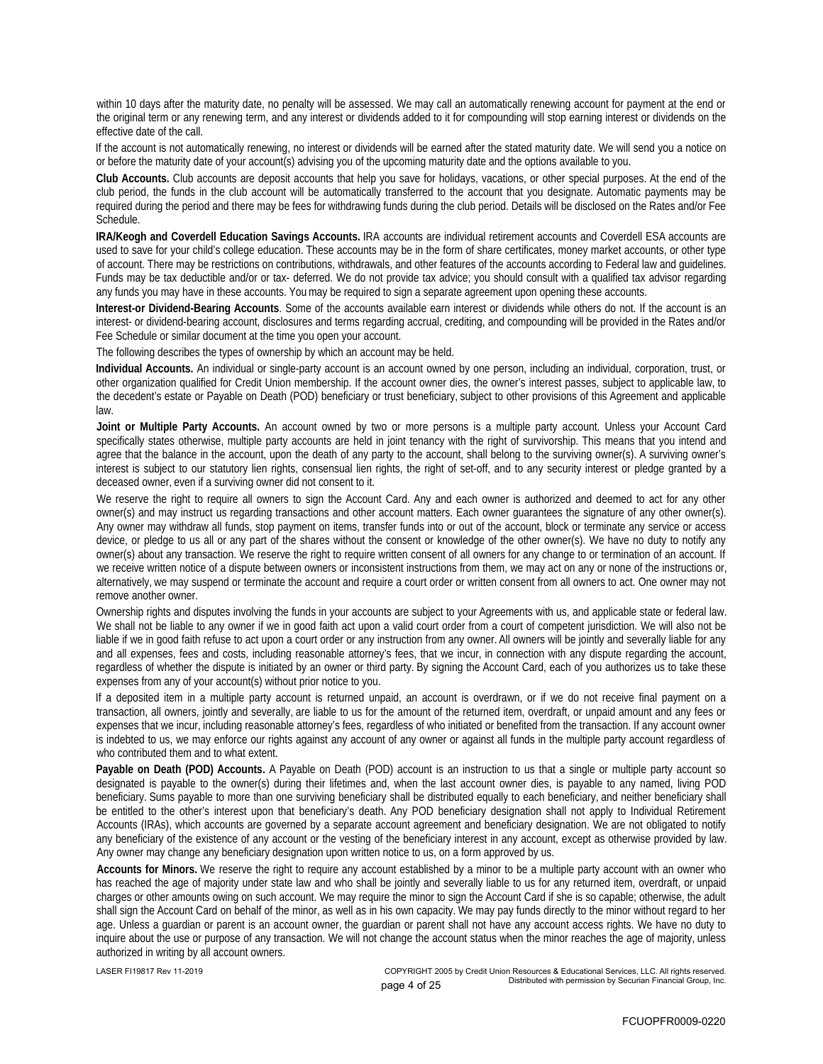within 10 days after the maturity date, no penalty will be assessed. We may call an automatically renewing account for payment at the end or the original term or any renewing term, and any interest or dividends added to it for compounding will stop earning interest or dividends on the effective date of the call.

If the account is not automatically renewing, no interest or dividends will be earned after the stated maturity date. We will send you a notice on or before the maturity date of your account(s) advising you of the upcoming maturity date and the options available to you.

**Club Accounts.** Club accounts are deposit accounts that help you save for holidays, vacations, or other special purposes. At the end of the club period, the funds in the club account will be automatically transferred to the account that you designate. Automatic payments may be required during the period and there may be fees for withdrawing funds during the club period. Details will be disclosed on the Rates and/or Fee Schedule.

**IRA/Keogh and Coverdell Education Savings Accounts.** IRA accounts are individual retirement accounts and Coverdell ESA accounts are used to save for your child's college education. These accounts may be in the form of share certificates, money market accounts, or other type of account. There may be restrictions on contributions, withdrawals, and other features of the accounts according to Federal law and guidelines. Funds may be tax deductible and/or or tax- deferred. We do not provide tax advice; you should consult with a qualified tax advisor regarding any funds you may have in these accounts. You may be required to sign a separate agreement upon opening these accounts.

**Interest-or Dividend-Bearing Accounts**. Some of the accounts available earn interest or dividends while others do not. If the account is an interest- or dividend-bearing account, disclosures and terms regarding accrual, crediting, and compounding will be provided in the Rates and/or Fee Schedule or similar document at the time you open your account.

The following describes the types of ownership by which an account may be held.

**Individual Accounts.** An individual or single-party account is an account owned by one person, including an individual, corporation, trust, or other organization qualified for Credit Union membership. If the account owner dies, the owner's interest passes, subject to applicable law, to the decedent's estate or Payable on Death (POD) beneficiary or trust beneficiary, subject to other provisions of this Agreement and applicable law.

**Joint or Multiple Party Accounts.** An account owned by two or more persons is a multiple party account. Unless your Account Card specifically states otherwise, multiple party accounts are held in joint tenancy with the right of survivorship. This means that you intend and agree that the balance in the account, upon the death of any party to the account, shall belong to the surviving owner(s). A surviving owner's interest is subject to our statutory lien rights, consensual lien rights, the right of set-off, and to any security interest or pledge granted by a deceased owner, even if a surviving owner did not consent to it.

We reserve the right to require all owners to sign the Account Card. Any and each owner is authorized and deemed to act for any other owner(s) and may instruct us regarding transactions and other account matters. Each owner guarantees the signature of any other owner(s). Any owner may withdraw all funds, stop payment on items, transfer funds into or out of the account, block or terminate any service or access device, or pledge to us all or any part of the shares without the consent or knowledge of the other owner(s). We have no duty to notify any owner(s) about any transaction. We reserve the right to require written consent of all owners for any change to or termination of an account. If we receive written notice of a dispute between owners or inconsistent instructions from them, we may act on any or none of the instructions or, alternatively, we may suspend or terminate the account and require a court order or written consent from all owners to act. One owner may not remove another owner.

Ownership rights and disputes involving the funds in your accounts are subject to your Agreements with us, and applicable state or federal law. We shall not be liable to any owner if we in good faith act upon a valid court order from a court of competent jurisdiction. We will also not be liable if we in good faith refuse to act upon a court order or any instruction from any owner. All owners will be jointly and severally liable for any and all expenses, fees and costs, including reasonable attorney's fees, that we incur, in connection with any dispute regarding the account, regardless of whether the dispute is initiated by an owner or third party. By signing the Account Card, each of you authorizes us to take these expenses from any of your account(s) without prior notice to you.

If a deposited item in a multiple party account is returned unpaid, an account is overdrawn, or if we do not receive final payment on a transaction, all owners, jointly and severally, are liable to us for the amount of the returned item, overdraft, or unpaid amount and any fees or expenses that we incur, including reasonable attorney's fees, regardless of who initiated or benefited from the transaction. If any account owner is indebted to us, we may enforce our rights against any account of any owner or against all funds in the multiple party account regardless of who contributed them and to what extent.

**Payable on Death (POD) Accounts.** A Payable on Death (POD) account is an instruction to us that a single or multiple party account so designated is payable to the owner(s) during their lifetimes and, when the last account owner dies, is payable to any named, living POD beneficiary. Sums payable to more than one surviving beneficiary shall be distributed equally to each beneficiary, and neither beneficiary shall be entitled to the other's interest upon that beneficiary's death. Any POD beneficiary designation shall not apply to Individual Retirement Accounts (IRAs), which accounts are governed by a separate account agreement and beneficiary designation. We are not obligated to notify any beneficiary of the existence of any account or the vesting of the beneficiary interest in any account, except as otherwise provided by law. Any owner may change any beneficiary designation upon written notice to us, on a form approved by us.

**Accounts for Minors.** We reserve the right to require any account established by a minor to be a multiple party account with an owner who has reached the age of majority under state law and who shall be jointly and severally liable to us for any returned item, overdraft, or unpaid charges or other amounts owing on such account. We may require the minor to sign the Account Card if she is so capable; otherwise, the adult shall sign the Account Card on behalf of the minor, as well as in his own capacity. We may pay funds directly to the minor without regard to her age. Unless a guardian or parent is an account owner, the guardian or parent shall not have any account access rights. We have no duty to inquire about the use or purpose of any transaction. We will not change the account status when the minor reaches the age of majority, unless authorized in writing by all account owners.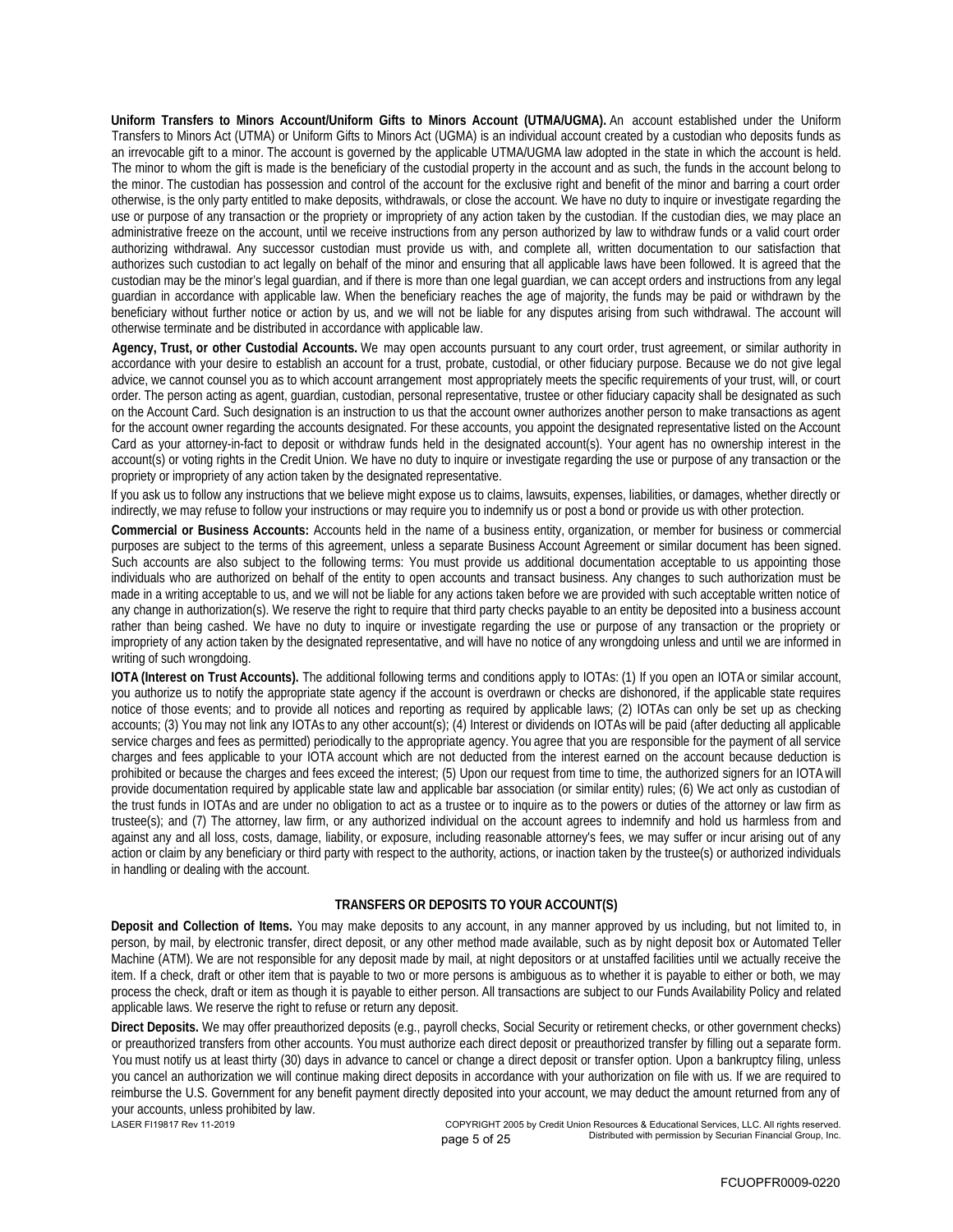**Uniform Transfers to Minors Account/Uniform Gifts to Minors Account (UTMA/UGMA).** An account established under the Uniform Transfers to Minors Act (UTMA) or Uniform Gifts to Minors Act (UGMA) is an individual account created by a custodian who deposits funds as an irrevocable gift to a minor. The account is governed by the applicable UTMA/UGMA law adopted in the state in which the account is held. The minor to whom the gift is made is the beneficiary of the custodial property in the account and as such, the funds in the account belong to the minor. The custodian has possession and control of the account for the exclusive right and benefit of the minor and barring a court order otherwise, is the only party entitled to make deposits, withdrawals, or close the account. We have no duty to inquire or investigate regarding the use or purpose of any transaction or the propriety or impropriety of any action taken by the custodian. If the custodian dies, we may place an administrative freeze on the account, until we receive instructions from any person authorized by law to withdraw funds or a valid court order authorizing withdrawal. Any successor custodian must provide us with, and complete all, written documentation to our satisfaction that authorizes such custodian to act legally on behalf of the minor and ensuring that all applicable laws have been followed. It is agreed that the custodian may be the minor's legal guardian, and if there is more than one legal guardian, we can accept orders and instructions from any legal guardian in accordance with applicable law. When the beneficiary reaches the age of majority, the funds may be paid or withdrawn by the beneficiary without further notice or action by us, and we will not be liable for any disputes arising from such withdrawal. The account will otherwise terminate and be distributed in accordance with applicable law.

**Agency, Trust, or other Custodial Accounts.** We may open accounts pursuant to any court order, trust agreement, or similar authority in accordance with your desire to establish an account for a trust, probate, custodial, or other fiduciary purpose. Because we do not give legal advice, we cannot counsel you as to which account arrangement most appropriately meets the specific requirements of your trust, will, or court order. The person acting as agent, guardian, custodian, personal representative, trustee or other fiduciary capacity shall be designated as such on the Account Card. Such designation is an instruction to us that the account owner authorizes another person to make transactions as agent for the account owner regarding the accounts designated. For these accounts, you appoint the designated representative listed on the Account Card as your attorney-in-fact to deposit or withdraw funds held in the designated account(s). Your agent has no ownership interest in the account(s) or voting rights in the Credit Union. We have no duty to inquire or investigate regarding the use or purpose of any transaction or the propriety or impropriety of any action taken by the designated representative.

If you ask us to follow any instructions that we believe might expose us to claims, lawsuits, expenses, liabilities, or damages, whether directly or indirectly, we may refuse to follow your instructions or may require you to indemnify us or post a bond or provide us with other protection.

**Commercial or Business Accounts:** Accounts held in the name of a business entity, organization, or member for business or commercial purposes are subject to the terms of this agreement, unless a separate Business Account Agreement or similar document has been signed. Such accounts are also subject to the following terms: You must provide us additional documentation acceptable to us appointing those individuals who are authorized on behalf of the entity to open accounts and transact business. Any changes to such authorization must be made in a writing acceptable to us, and we will not be liable for any actions taken before we are provided with such acceptable written notice of any change in authorization(s). We reserve the right to require that third party checks payable to an entity be deposited into a business account rather than being cashed. We have no duty to inquire or investigate regarding the use or purpose of any transaction or the propriety or impropriety of any action taken by the designated representative, and will have no notice of any wrongdoing unless and until we are informed in writing of such wrongdoing.

**IOTA (Interest on Trust Accounts).** The additional following terms and conditions apply to IOTAs: (1) If you open an IOTA or similar account, you authorize us to notify the appropriate state agency if the account is overdrawn or checks are dishonored, if the applicable state requires notice of those events; and to provide all notices and reporting as required by applicable laws; (2) IOTAs can only be set up as checking accounts; (3) You may not link any IOTAs to any other account(s); (4) Interest or dividends on IOTAs will be paid (after deducting all applicable service charges and fees as permitted) periodically to the appropriate agency. You agree that you are responsible for the payment of all service charges and fees applicable to your IOTA account which are not deducted from the interest earned on the account because deduction is prohibited or because the charges and fees exceed the interest; (5) Upon our request from time to time, the authorized signers for an IOTA will provide documentation required by applicable state law and applicable bar association (or similar entity) rules; (6) We act only as custodian of the trust funds in IOTAs and are under no obligation to act as a trustee or to inquire as to the powers or duties of the attorney or law firm as trustee(s); and (7) The attorney, law firm, or any authorized individual on the account agrees to indemnify and hold us harmless from and against any and all loss, costs, damage, liability, or exposure, including reasonable attorney's fees, we may suffer or incur arising out of any action or claim by any beneficiary or third party with respect to the authority, actions, or inaction taken by the trustee(s) or authorized individuals in handling or dealing with the account.

## TRANSFERS OR DEPOSITS TO YOUR ACCOUNT(S)

**Deposit and Collection of Items.** You may make deposits to any account, in any manner approved by us including, but not limited to, in person, by mail, by electronic transfer, direct deposit, or any other method made available, such as by night deposit box or Automated Teller Machine (ATM). We are not responsible for any deposit made by mail, at night depositors or at unstaffed facilities until we actually receive the item. If a check, draft or other item that is payable to two or more persons is ambiguous as to whether it is payable to either or both, we may process the check, draft or item as though it is payable to either person. All transactions are subject to our Funds Availability Policy and related applicable laws. We reserve the right to refuse or return any deposit.

**Direct Deposits.** We may offer preauthorized deposits (e.g., payroll checks, Social Security or retirement checks, or other government checks) or preauthorized transfers from other accounts. You must authorize each direct deposit or preauthorized transfer by filling out a separate form. You must notify us at least thirty (30) days in advance to cancel or change a direct deposit or transfer option. Upon a bankruptcy filing, unless you cancel an authorization we will continue making direct deposits in accordance with your authorization on file with us. If we are required to reimburse the U.S. Government for any benefit payment directly deposited into your account, we may deduct the amount returned from any of your accounts, unless prohibited by law.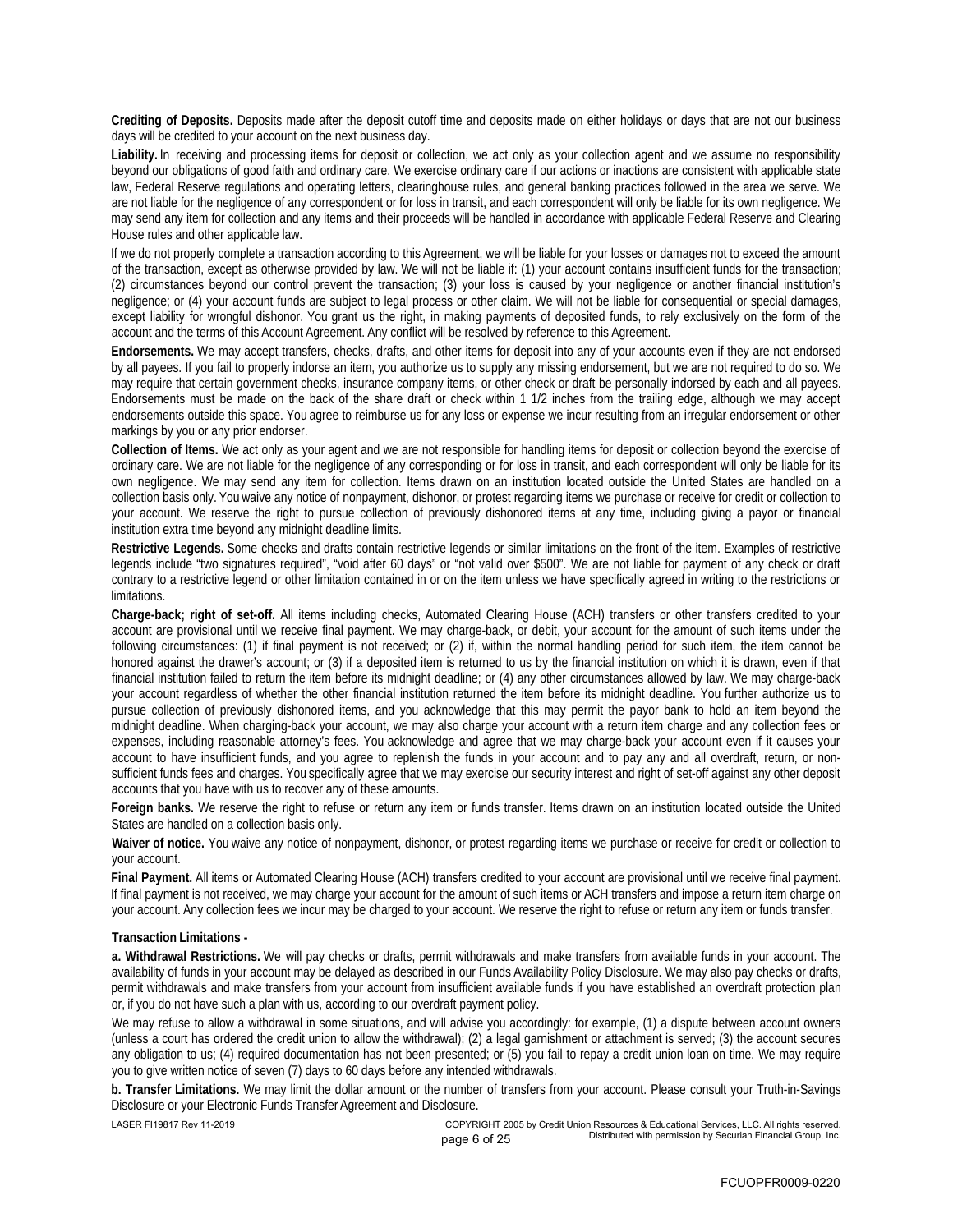**Crediting of Deposits.** Deposits made after the deposit cutoff time and deposits made on either holidays or days that are not our business days will be credited to your account on the next business day.

**Liability.** In receiving and processing items for deposit or collection, we act only as your collection agent and we assume no responsibility beyond our obligations of good faith and ordinary care. We exercise ordinary care if our actions or inactions are consistent with applicable state law, Federal Reserve regulations and operating letters, clearinghouse rules, and general banking practices followed in the area we serve. We are not liable for the negligence of any correspondent or for loss in transit, and each correspondent will only be liable for its own negligence. We may send any item for collection and any items and their proceeds will be handled in accordance with applicable Federal Reserve and Clearing House rules and other applicable law.

If we do not properly complete a transaction according to this Agreement, we will be liable for your losses or damages not to exceed the amount of the transaction, except as otherwise provided by law. We will not be liable if: (1) your account contains insufficient funds for the transaction; (2) circumstances beyond our control prevent the transaction; (3) your loss is caused by your negligence or another financial institution's negligence; or (4) your account funds are subject to legal process or other claim. We will not be liable for consequential or special damages, except liability for wrongful dishonor. You grant us the right, in making payments of deposited funds, to rely exclusively on the form of the account and the terms of this Account Agreement. Any conflict will be resolved by reference to this Agreement.

**Endorsements.** We may accept transfers, checks, drafts, and other items for deposit into any of your accounts even if they are not endorsed by all payees. If you fail to properly indorse an item, you authorize us to supply any missing endorsement, but we are not required to do so. We may require that certain government checks, insurance company items, or other check or draft be personally indorsed by each and all payees. Endorsements must be made on the back of the share draft or check within 1 1/2 inches from the trailing edge, although we may accept endorsements outside this space. You agree to reimburse us for any loss or expense we incur resulting from an irregular endorsement or other markings by you or any prior endorser.

**Collection of Items.** We act only as your agent and we are not responsible for handling items for deposit or collection beyond the exercise of ordinary care. We are not liable for the negligence of any corresponding or for loss in transit, and each correspondent will only be liable for its own negligence. We may send any item for collection. Items drawn on an institution located outside the United States are handled on a collection basis only. You waive any notice of nonpayment, dishonor, or protest regarding items we purchase or receive for credit or collection to your account. We reserve the right to pursue collection of previously dishonored items at any time, including giving a payor or financial institution extra time beyond any midnight deadline limits.

**Restrictive Legends.** Some checks and drafts contain restrictive legends or similar limitations on the front of the item. Examples of restrictive legends include "two signatures required", "void after 60 days" or "not valid over $500". We are not liable for payment of any check or draft contrary to a restrictive legend or other limitation contained in or on the item unless we have specifically agreed in writing to the restrictions or limitations.

**Charge-back; right of set-off.** All items including checks, Automated Clearing House (ACH) transfers or other transfers credited to your account are provisional until we receive final payment. We may charge-back, or debit, your account for the amount of such items under the following circumstances: (1) if final payment is not received; or (2) if, within the normal handling period for such item, the item cannot be honored against the drawer's account; or (3) if a deposited item is returned to us by the financial institution on which it is drawn, even if that financial institution failed to return the item before its midnight deadline; or (4) any other circumstances allowed by law. We may charge-back your account regardless of whether the other financial institution returned the item before its midnight deadline. You further authorize us to pursue collection of previously dishonored items, and you acknowledge that this may permit the payor bank to hold an item beyond the midnight deadline. When charging-back your account, we may also charge your account with a return item charge and any collection fees or expenses, including reasonable attorney's fees. You acknowledge and agree that we may charge-back your account even if it causes your account to have insufficient funds, and you agree to replenish the funds in your account and to pay any and all overdraft, return, or non-sufficient funds fees and charges. You specifically agree that we may exercise our security interest and right of set-off against any other deposit accounts that you have with us to recover any of these amounts.

**Foreign banks.** We reserve the right to refuse or return any item or funds transfer. Items drawn on an institution located outside the United States are handled on a collection basis only.

**Waiver of notice.** You waive any notice of nonpayment, dishonor, or protest regarding items we purchase or receive for credit or collection to your account.

**Final Payment.** All items or Automated Clearing House (ACH) transfers credited to your account are provisional until we receive final payment. If final payment is not received, we may charge your account for the amount of such items or ACH transfers and impose a return item charge on your account. Any collection fees we incur may be charged to your account. We reserve the right to refuse or return any item or funds transfer.

**Transaction Limitations -**

**a. Withdrawal Restrictions.** We will pay checks or drafts, permit withdrawals and make transfers from available funds in your account. The availability of funds in your account may be delayed as described in our Funds Availability Policy Disclosure. We may also pay checks or drafts, permit withdrawals and make transfers from your account from insufficient available funds if you have established an overdraft protection plan or, if you do not have such a plan with us, according to our overdraft payment policy.

We may refuse to allow a withdrawal in some situations, and will advise you accordingly: for example, (1) a dispute between account owners (unless a court has ordered the credit union to allow the withdrawal); (2) a legal garnishment or attachment is served; (3) the account secures any obligation to us; (4) required documentation has not been presented; or (5) you fail to repay a credit union loan on time. We may require you to give written notice of seven (7) days to 60 days before any intended withdrawals.

**b. Transfer Limitations.** We may limit the dollar amount or the number of transfers from your account. Please consult your Truth-in-Savings Disclosure or your Electronic Funds Transfer Agreement and Disclosure.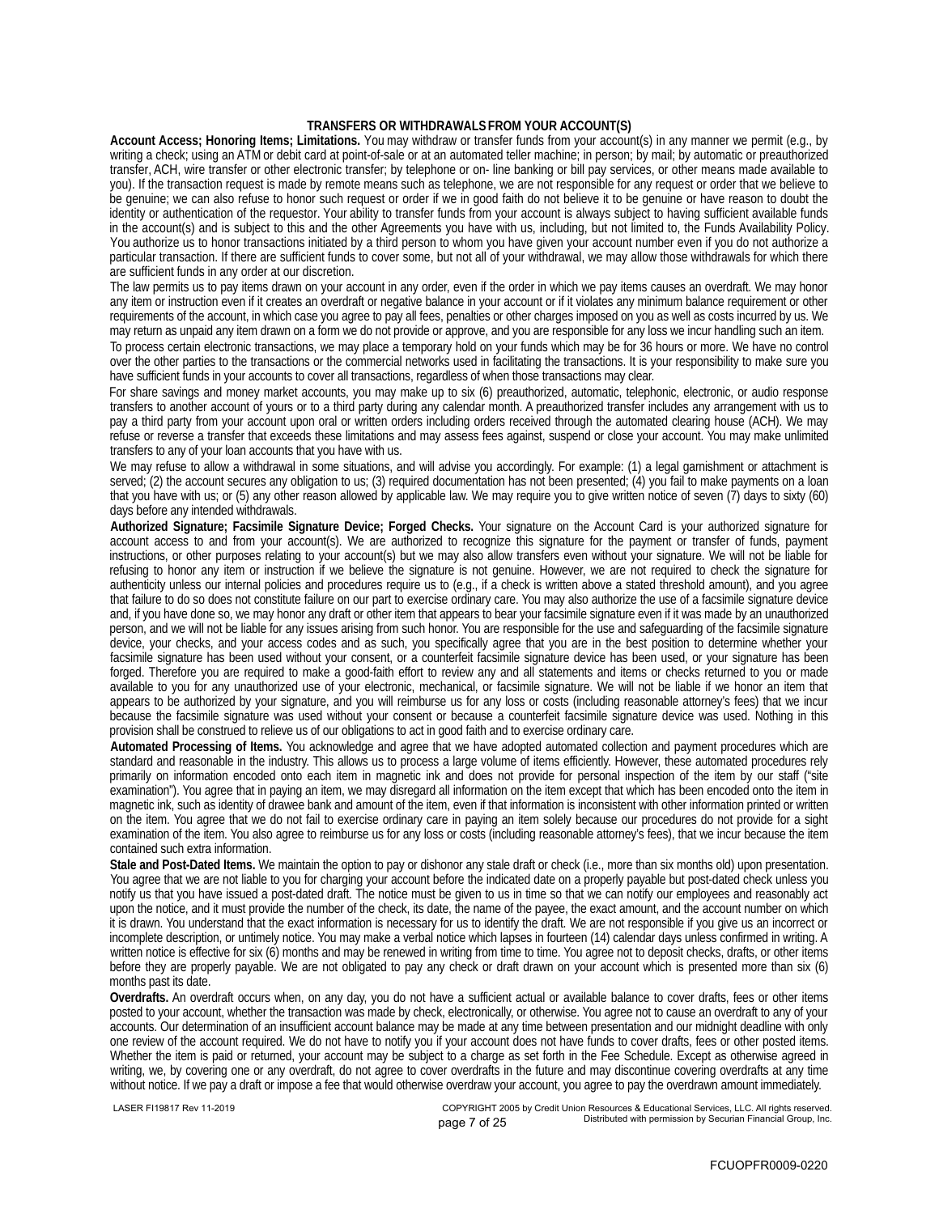## TRANSFERS OR WITHDRAWALS FROM YOUR ACCOUNT(S)

**Account Access; Honoring Items; Limitations.** You may withdraw or transfer funds from your account(s) in any manner we permit (e.g., by writing a check; using an ATM or debit card at point-of-sale or at an automated teller machine; in person; by mail; by automatic or preauthorized transfer, ACH, wire transfer or other electronic transfer; by telephone or on- line banking or bill pay services, or other means made available to you). If the transaction request is made by remote means such as telephone, we are not responsible for any request or order that we believe to be genuine; we can also refuse to honor such request or order if we in good faith do not believe it to be genuine or have reason to doubt the identity or authentication of the requestor. Your ability to transfer funds from your account is always subject to having sufficient available funds in the account(s) and is subject to this and the other Agreements you have with us, including, but not limited to, the Funds Availability Policy. You authorize us to honor transactions initiated by a third person to whom you have given your account number even if you do not authorize a particular transaction. If there are sufficient funds to cover some, but not all of your withdrawal, we may allow those withdrawals for which there are sufficient funds in any order at our discretion.

The law permits us to pay items drawn on your account in any order, even if the order in which we pay items causes an overdraft. We may honor any item or instruction even if it creates an overdraft or negative balance in your account or if it violates any minimum balance requirement or other requirements of the account, in which case you agree to pay all fees, penalties or other charges imposed on you as well as costs incurred by us. We may return as unpaid any item drawn on a form we do not provide or approve, and you are responsible for any loss we incur handling such an item.

To process certain electronic transactions, we may place a temporary hold on your funds which may be for 36 hours or more. We have no control over the other parties to the transactions or the commercial networks used in facilitating the transactions. It is your responsibility to make sure you have sufficient funds in your accounts to cover all transactions, regardless of when those transactions may clear.

For share savings and money market accounts, you may make up to six (6) preauthorized, automatic, telephonic, electronic, or audio response transfers to another account of yours or to a third party during any calendar month. A preauthorized transfer includes any arrangement with us to pay a third party from your account upon oral or written orders including orders received through the automated clearing house (ACH). We may refuse or reverse a transfer that exceeds these limitations and may assess fees against, suspend or close your account. You may make unlimited transfers to any of your loan accounts that you have with us.

We may refuse to allow a withdrawal in some situations, and will advise you accordingly. For example: (1) a legal garnishment or attachment is served; (2) the account secures any obligation to us; (3) required documentation has not been presented; (4) you fail to make payments on a loan that you have with us; or (5) any other reason allowed by applicable law. We may require you to give written notice of seven (7) days to sixty (60) days before any intended withdrawals.

**Authorized Signature; Facsimile Signature Device; Forged Checks.** Your signature on the Account Card is your authorized signature for account access to and from your account(s). We are authorized to recognize this signature for the payment or transfer of funds, payment instructions, or other purposes relating to your account(s) but we may also allow transfers even without your signature. We will not be liable for refusing to honor any item or instruction if we believe the signature is not genuine. However, we are not required to check the signature for authenticity unless our internal policies and procedures require us to (e.g., if a check is written above a stated threshold amount), and you agree that failure to do so does not constitute failure on our part to exercise ordinary care. You may also authorize the use of a facsimile signature device and, if you have done so, we may honor any draft or other item that appears to bear your facsimile signature even if it was made by an unauthorized person, and we will not be liable for any issues arising from such honor. You are responsible for the use and safeguarding of the facsimile signature device, your checks, and your access codes and as such, you specifically agree that you are in the best position to determine whether your facsimile signature has been used without your consent, or a counterfeit facsimile signature device has been used, or your signature has been forged. Therefore you are required to make a good-faith effort to review any and all statements and items or checks returned to you or made available to you for any unauthorized use of your electronic, mechanical, or facsimile signature. We will not be liable if we honor an item that appears to be authorized by your signature, and you will reimburse us for any loss or costs (including reasonable attorney's fees) that we incur because the facsimile signature was used without your consent or because a counterfeit facsimile signature device was used. Nothing in this provision shall be construed to relieve us of our obligations to act in good faith and to exercise ordinary care.

**Automated Processing of Items.** You acknowledge and agree that we have adopted automated collection and payment procedures which are standard and reasonable in the industry. This allows us to process a large volume of items efficiently. However, these automated procedures rely primarily on information encoded onto each item in magnetic ink and does not provide for personal inspection of the item by our staff ("site examination"). You agree that in paying an item, we may disregard all information on the item except that which has been encoded onto the item in magnetic ink, such as identity of drawee bank and amount of the item, even if that information is inconsistent with other information printed or written on the item. You agree that we do not fail to exercise ordinary care in paying an item solely because our procedures do not provide for a sight examination of the item. You also agree to reimburse us for any loss or costs (including reasonable attorney's fees), that we incur because the item contained such extra information.

**Stale and Post-Dated Items.** We maintain the option to pay or dishonor any stale draft or check (i.e., more than six months old) upon presentation. You agree that we are not liable to you for charging your account before the indicated date on a properly payable but post-dated check unless you notify us that you have issued a post-dated draft. The notice must be given to us in time so that we can notify our employees and reasonably act upon the notice, and it must provide the number of the check, its date, the name of the payee, the exact amount, and the account number on which it is drawn. You understand that the exact information is necessary for us to identify the draft. We are not responsible if you give us an incorrect or incomplete description, or untimely notice. You may make a verbal notice which lapses in fourteen (14) calendar days unless confirmed in writing. A written notice is effective for six (6) months and may be renewed in writing from time to time. You agree not to deposit checks, drafts, or other items before they are properly payable. We are not obligated to pay any check or draft drawn on your account which is presented more than six (6) months past its date.

**Overdrafts.** An overdraft occurs when, on any day, you do not have a sufficient actual or available balance to cover drafts, fees or other items posted to your account, whether the transaction was made by check, electronically, or otherwise. You agree not to cause an overdraft to any of your accounts. Our determination of an insufficient account balance may be made at any time between presentation and our midnight deadline with only one review of the account required. We do not have to notify you if your account does not have funds to cover drafts, fees or other posted items. Whether the item is paid or returned, your account may be subject to a charge as set forth in the Fee Schedule. Except as otherwise agreed in writing, we, by covering one or any overdraft, do not agree to cover overdrafts in the future and may discontinue covering overdrafts at any time without notice. If we pay a draft or impose a fee that would otherwise overdraw your account, you agree to pay the overdrawn amount immediately.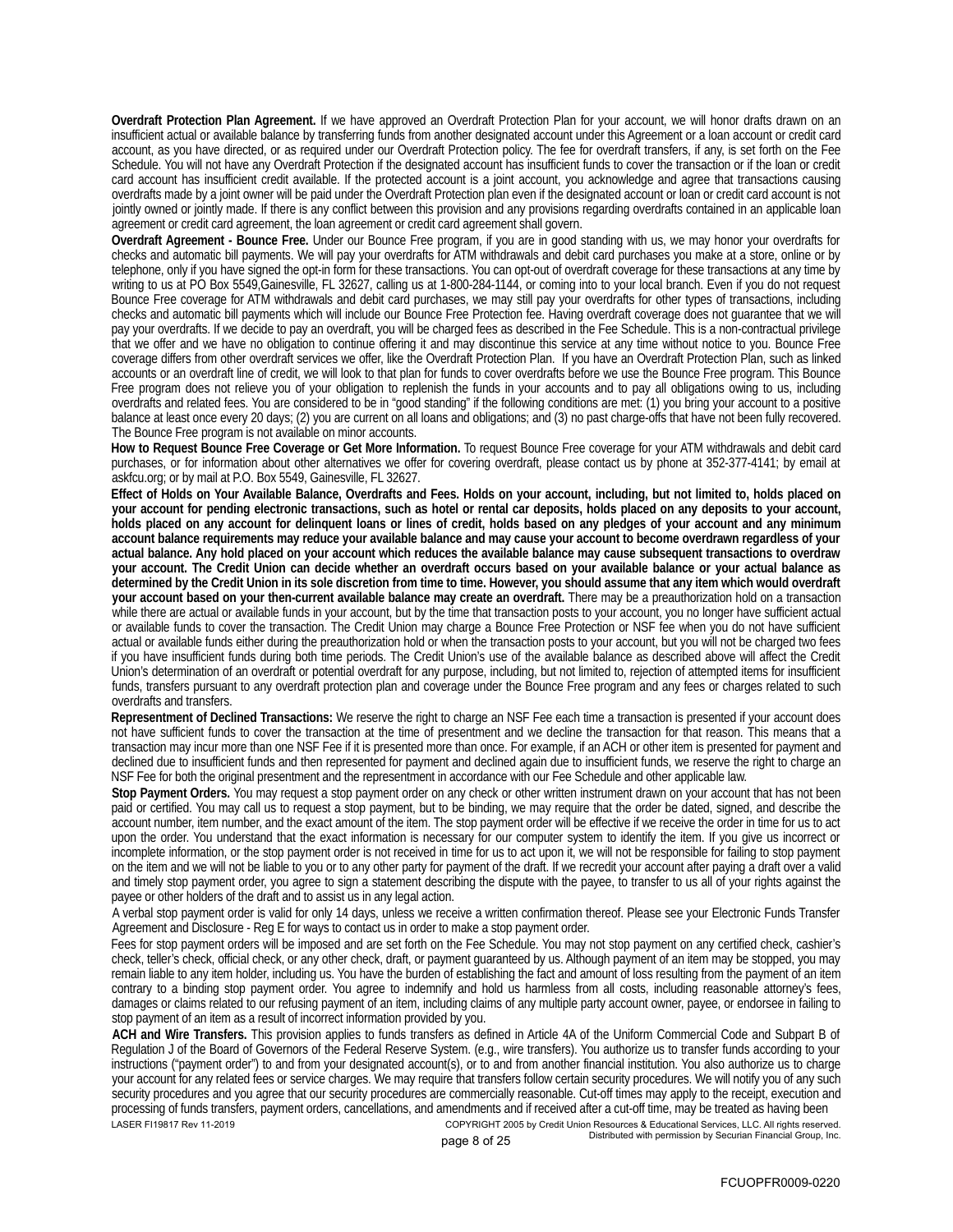**Overdraft Protection Plan Agreement.** If we have approved an Overdraft Protection Plan for your account, we will honor drafts drawn on an insufficient actual or available balance by transferring funds from another designated account under this Agreement or a loan account or credit card account, as you have directed, or as required under our Overdraft Protection policy. The fee for overdraft transfers, if any, is set forth on the Fee Schedule. You will not have any Overdraft Protection if the designated account has insufficient funds to cover the transaction or if the loan or credit card account has insufficient credit available. If the protected account is a joint account, you acknowledge and agree that transactions causing overdrafts made by a joint owner will be paid under the Overdraft Protection plan even if the designated account or loan or credit card account is not jointly owned or jointly made. If there is any conflict between this provision and any provisions regarding overdrafts contained in an applicable loan agreement or credit card agreement, the loan agreement or credit card agreement shall govern.

**Overdraft Agreement - Bounce Free.** Under our Bounce Free program, if you are in good standing with us, we may honor your overdrafts for checks and automatic bill payments. We will pay your overdrafts for ATM withdrawals and debit card purchases you make at a store, online or by telephone, only if you have signed the opt-in form for these transactions. You can opt-out of overdraft coverage for these transactions at any time by writing to us at PO Box 5549,Gainesville, FL 32627, calling us at 1-800-284-1144, or coming into to your local branch. Even if you do not request Bounce Free coverage for ATM withdrawals and debit card purchases, we may still pay your overdrafts for other types of transactions, including checks and automatic bill payments which will include our Bounce Free Protection fee. Having overdraft coverage does not guarantee that we will pay your overdrafts. If we decide to pay an overdraft, you will be charged fees as described in the Fee Schedule. This is a non-contractual privilege that we offer and we have no obligation to continue offering it and may discontinue this service at any time without notice to you. Bounce Free coverage differs from other overdraft services we offer, like the Overdraft Protection Plan. If you have an Overdraft Protection Plan, such as linked accounts or an overdraft line of credit, we will look to that plan for funds to cover overdrafts before we use the Bounce Free program. This Bounce Free program does not relieve you of your obligation to replenish the funds in your accounts and to pay all obligations owing to us, including overdrafts and related fees. You are considered to be in "good standing" if the following conditions are met: (1) you bring your account to a positive balance at least once every 20 days; (2) you are current on all loans and obligations; and (3) no past charge-offs that have not been fully recovered. The Bounce Free program is not available on minor accounts.

**How to Request Bounce Free Coverage or Get More Information.** To request Bounce Free coverage for your ATM withdrawals and debit card purchases, or for information about other alternatives we offer for covering overdraft, please contact us by phone at 352-377-4141; by email at askfcu.org; or by mail at P.O. Box 5549, Gainesville, FL 32627.

**Effect of Holds on Your Available Balance, Overdrafts and Fees. Holds on your account, including, but not limited to, holds placed on your account for pending electronic transactions, such as hotel or rental car deposits, holds placed on any deposits to your account, holds placed on any account for delinquent loans or lines of credit, holds based on any pledges of your account and any minimum account balance requirements may reduce your available balance and may cause your account to become overdrawn regardless of your actual balance. Any hold placed on your account which reduces the available balance may cause subsequent transactions to overdraw your account. The Credit Union can decide whether an overdraft occurs based on your available balance or your actual balance as determined by the Credit Union in its sole discretion from time to time. However, you should assume that any item which would overdraft your account based on your then-current available balance may create an overdraft.** There may be a preauthorization hold on a transaction while there are actual or available funds in your account, but by the time that transaction posts to your account, you no longer have sufficient actual or available funds to cover the transaction. The Credit Union may charge a Bounce Free Protection or NSF fee when you do not have sufficient actual or available funds either during the preauthorization hold or when the transaction posts to your account, but you will not be charged two fees if you have insufficient funds during both time periods. The Credit Union's use of the available balance as described above will affect the Credit Union's determination of an overdraft or potential overdraft for any purpose, including, but not limited to, rejection of attempted items for insufficient funds, transfers pursuant to any overdraft protection plan and coverage under the Bounce Free program and any fees or charges related to such overdrafts and transfers.

**Representment of Declined Transactions:** We reserve the right to charge an NSF Fee each time a transaction is presented if your account does not have sufficient funds to cover the transaction at the time of presentment and we decline the transaction for that reason. This means that a transaction may incur more than one NSF Fee if it is presented more than once. For example, if an ACH or other item is presented for payment and declined due to insufficient funds and then represented for payment and declined again due to insufficient funds, we reserve the right to charge an NSF Fee for both the original presentment and the representment in accordance with our Fee Schedule and other applicable law.

**Stop Payment Orders.** You may request a stop payment order on any check or other written instrument drawn on your account that has not been paid or certified. You may call us to request a stop payment, but to be binding, we may require that the order be dated, signed, and describe the account number, item number, and the exact amount of the item. The stop payment order will be effective if we receive the order in time for us to act upon the order. You understand that the exact information is necessary for our computer system to identify the item. If you give us incorrect or incomplete information, or the stop payment order is not received in time for us to act upon it, we will not be responsible for failing to stop payment on the item and we will not be liable to you or to any other party for payment of the draft. If we recredit your account after paying a draft over a valid and timely stop payment order, you agree to sign a statement describing the dispute with the payee, to transfer to us all of your rights against the payee or other holders of the draft and to assist us in any legal action.

A verbal stop payment order is valid for only 14 days, unless we receive a written confirmation thereof. Please see your Electronic Funds Transfer Agreement and Disclosure - Reg E for ways to contact us in order to make a stop payment order.

Fees for stop payment orders will be imposed and are set forth on the Fee Schedule. You may not stop payment on any certified check, cashier's check, teller's check, official check, or any other check, draft, or payment guaranteed by us. Although payment of an item may be stopped, you may remain liable to any item holder, including us. You have the burden of establishing the fact and amount of loss resulting from the payment of an item contrary to a binding stop payment order. You agree to indemnify and hold us harmless from all costs, including reasonable attorney's fees, damages or claims related to our refusing payment of an item, including claims of any multiple party account owner, payee, or endorsee in failing to stop payment of an item as a result of incorrect information provided by you.

**ACH and Wire Transfers.** This provision applies to funds transfers as defined in Article 4A of the Uniform Commercial Code and Subpart B of Regulation J of the Board of Governors of the Federal Reserve System. (e.g., wire transfers). You authorize us to transfer funds according to your instructions ("payment order") to and from your designated account(s), or to and from another financial institution. You also authorize us to charge your account for any related fees or service charges. We may require that transfers follow certain security procedures. We will notify you of any such security procedures and you agree that our security procedures are commercially reasonable. Cut-off times may apply to the receipt, execution and processing of funds transfers, payment orders, cancellations, and amendments and if received after a cut-off time, may be treated as having been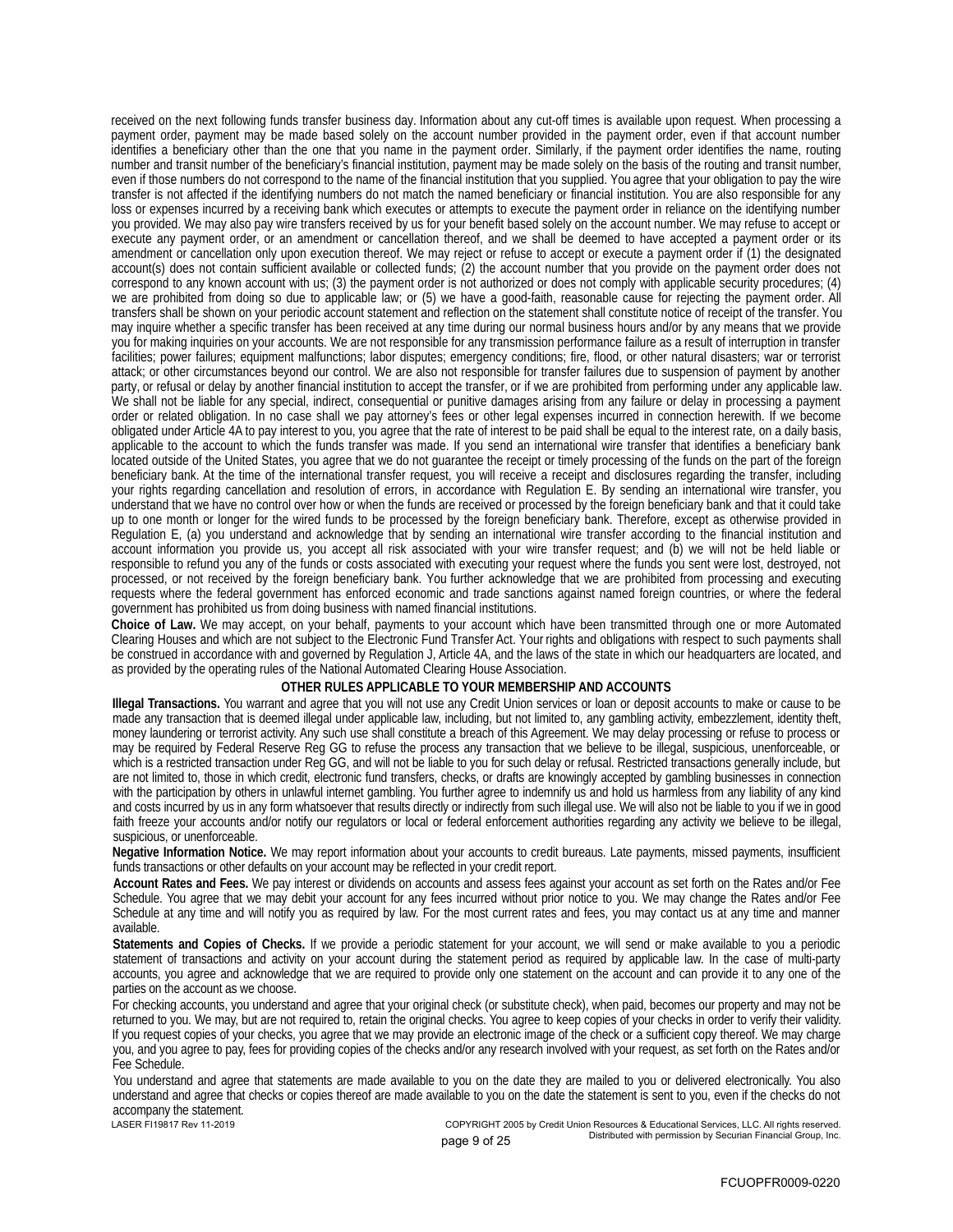received on the next following funds transfer business day. Information about any cut-off times is available upon request. When processing a payment order, payment may be made based solely on the account number provided in the payment order, even if that account number identifies a beneficiary other than the one that you name in the payment order. Similarly, if the payment order identifies the name, routing number and transit number of the beneficiary's financial institution, payment may be made solely on the basis of the routing and transit number, even if those numbers do not correspond to the name of the financial institution that you supplied. You agree that your obligation to pay the wire transfer is not affected if the identifying numbers do not match the named beneficiary or financial institution. You are also responsible for any loss or expenses incurred by a receiving bank which executes or attempts to execute the payment order in reliance on the identifying number you provided. We may also pay wire transfers received by us for your benefit based solely on the account number. We may refuse to accept or execute any payment order, or an amendment or cancellation thereof, and we shall be deemed to have accepted a payment order or its amendment or cancellation only upon execution thereof. We may reject or refuse to accept or execute a payment order if (1) the designated account(s) does not contain sufficient available or collected funds; (2) the account number that you provide on the payment order does not correspond to any known account with us; (3) the payment order is not authorized or does not comply with applicable security procedures; (4) we are prohibited from doing so due to applicable law; or (5) we have a good-faith, reasonable cause for rejecting the payment order. All transfers shall be shown on your periodic account statement and reflection on the statement shall constitute notice of receipt of the transfer. You may inquire whether a specific transfer has been received at any time during our normal business hours and/or by any means that we provide you for making inquiries on your accounts. We are not responsible for any transmission performance failure as a result of interruption in transfer facilities; power failures; equipment malfunctions; labor disputes; emergency conditions; fire, flood, or other natural disasters; war or terrorist attack; or other circumstances beyond our control. We are also not responsible for transfer failures due to suspension of payment by another party, or refusal or delay by another financial institution to accept the transfer, or if we are prohibited from performing under any applicable law. We shall not be liable for any special, indirect, consequential or punitive damages arising from any failure or delay in processing a payment order or related obligation. In no case shall we pay attorney's fees or other legal expenses incurred in connection herewith. If we become obligated under Article 4A to pay interest to you, you agree that the rate of interest to be paid shall be equal to the interest rate, on a daily basis, applicable to the account to which the funds transfer was made. If you send an international wire transfer that identifies a beneficiary bank located outside of the United States, you agree that we do not guarantee the receipt or timely processing of the funds on the part of the foreign beneficiary bank. At the time of the international transfer request, you will receive a receipt and disclosures regarding the transfer, including your rights regarding cancellation and resolution of errors, in accordance with Regulation E. By sending an international wire transfer, you understand that we have no control over how or when the funds are received or processed by the foreign beneficiary bank and that it could take up to one month or longer for the wired funds to be processed by the foreign beneficiary bank. Therefore, except as otherwise provided in Regulation E, (a) you understand and acknowledge that by sending an international wire transfer according to the financial institution and account information you provide us, you accept all risk associated with your wire transfer request; and (b) we will not be held liable or responsible to refund you any of the funds or costs associated with executing your request where the funds you sent were lost, destroyed, not processed, or not received by the foreign beneficiary bank. You further acknowledge that we are prohibited from processing and executing requests where the federal government has enforced economic and trade sanctions against named foreign countries, or where the federal government has prohibited us from doing business with named financial institutions.

**Choice of Law.** We may accept, on your behalf, payments to your account which have been transmitted through one or more Automated Clearing Houses and which are not subject to the Electronic Fund Transfer Act. Your rights and obligations with respect to such payments shall be construed in accordance with and governed by Regulation J, Article 4A, and the laws of the state in which our headquarters are located, and as provided by the operating rules of the National Automated Clearing House Association.

## OTHER RULES APPLICABLE TO YOUR MEMBERSHIP AND ACCOUNTS

**Illegal Transactions.** You warrant and agree that you will not use any Credit Union services or loan or deposit accounts to make or cause to be made any transaction that is deemed illegal under applicable law, including, but not limited to, any gambling activity, embezzlement, identity theft, money laundering or terrorist activity. Any such use shall constitute a breach of this Agreement. We may delay processing or refuse to process or may be required by Federal Reserve Reg GG to refuse the process any transaction that we believe to be illegal, suspicious, unenforceable, or which is a restricted transaction under Reg GG, and will not be liable to you for such delay or refusal. Restricted transactions generally include, but are not limited to, those in which credit, electronic fund transfers, checks, or drafts are knowingly accepted by gambling businesses in connection with the participation by others in unlawful internet gambling. You further agree to indemnify us and hold us harmless from any liability of any kind and costs incurred by us in any form whatsoever that results directly or indirectly from such illegal use. We will also not be liable to you if we in good faith freeze your accounts and/or notify our regulators or local or federal enforcement authorities regarding any activity we believe to be illegal, suspicious, or unenforceable.

**Negative Information Notice.** We may report information about your accounts to credit bureaus. Late payments, missed payments, insufficient funds transactions or other defaults on your account may be reflected in your credit report.

**Account Rates and Fees.** We pay interest or dividends on accounts and assess fees against your account as set forth on the Rates and/or Fee Schedule. You agree that we may debit your account for any fees incurred without prior notice to you. We may change the Rates and/or Fee Schedule at any time and will notify you as required by law. For the most current rates and fees, you may contact us at any time and manner available.

**Statements and Copies of Checks.** If we provide a periodic statement for your account, we will send or make available to you a periodic statement of transactions and activity on your account during the statement period as required by applicable law. In the case of multi-party accounts, you agree and acknowledge that we are required to provide only one statement on the account and can provide it to any one of the parties on the account as we choose.

For checking accounts, you understand and agree that your original check (or substitute check), when paid, becomes our property and may not be returned to you. We may, but are not required to, retain the original checks. You agree to keep copies of your checks in order to verify their validity. If you request copies of your checks, you agree that we may provide an electronic image of the check or a sufficient copy thereof. We may charge you, and you agree to pay, fees for providing copies of the checks and/or any research involved with your request, as set forth on the Rates and/or Fee Schedule.

You understand and agree that statements are made available to you on the date they are mailed to you or delivered electronically. You also understand and agree that checks or copies thereof are made available to you on the date the statement is sent to you, even if the checks do not accompany the statement.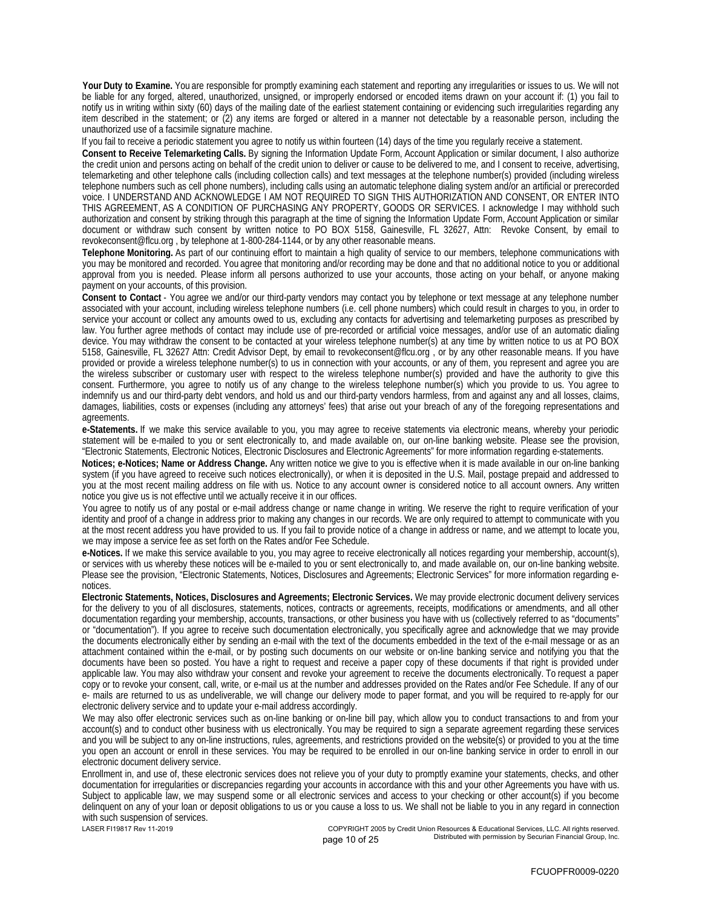**Your Duty to Examine.** You are responsible for promptly examining each statement and reporting any irregularities or issues to us. We will not be liable for any forged, altered, unauthorized, unsigned, or improperly endorsed or encoded items drawn on your account if: (1) you fail to notify us in writing within sixty (60) days of the mailing date of the earliest statement containing or evidencing such irregularities regarding any item described in the statement; or (2) any items are forged or altered in a manner not detectable by a reasonable person, including the unauthorized use of a facsimile signature machine.

If you fail to receive a periodic statement you agree to notify us within fourteen (14) days of the time you regularly receive a statement.

**Consent to Receive Telemarketing Calls.** By signing the Information Update Form, Account Application or similar document, I also authorize the credit union and persons acting on behalf of the credit union to deliver or cause to be delivered to me, and I consent to receive, advertising, telemarketing and other telephone calls (including collection calls) and text messages at the telephone number(s) provided (including wireless telephone numbers such as cell phone numbers), including calls using an automatic telephone dialing system and/or an artificial or prerecorded voice. I UNDERSTAND AND ACKNOWLEDGE I AM NOT REQUIRED TO SIGN THIS AUTHORIZATION AND CONSENT, OR ENTER INTO THIS AGREEMENT, AS A CONDITION OF PURCHASING ANY PROPERTY, GOODS OR SERVICES. I acknowledge I may withhold such authorization and consent by striking through this paragraph at the time of signing the Information Update Form, Account Application or similar document or withdraw such consent by written notice to PO BOX 5158, Gainesville, FL 32627, Attn: Revoke Consent, by email to revokeconsent@flcu.org , by telephone at 1-800-284-1144, or by any other reasonable means.

**Telephone Monitoring.** As part of our continuing effort to maintain a high quality of service to our members, telephone communications with you may be monitored and recorded. You agree that monitoring and/or recording may be done and that no additional notice to you or additional approval from you is needed. Please inform all persons authorized to use your accounts, those acting on your behalf, or anyone making payment on your accounts, of this provision.

**Consent to Contact** - You agree we and/or our third-party vendors may contact you by telephone or text message at any telephone number associated with your account, including wireless telephone numbers (i.e. cell phone numbers) which could result in charges to you, in order to service your account or collect any amounts owed to us, excluding any contacts for advertising and telemarketing purposes as prescribed by law. You further agree methods of contact may include use of pre-recorded or artificial voice messages, and/or use of an automatic dialing device. You may withdraw the consent to be contacted at your wireless telephone number(s) at any time by written notice to us at PO BOX 5158, Gainesville, FL 32627 Attn: Credit Advisor Dept, by email to revokeconsent@flcu.org , or by any other reasonable means. If you have provided or provide a wireless telephone number(s) to us in connection with your accounts, or any of them, you represent and agree you are the wireless subscriber or customary user with respect to the wireless telephone number(s) provided and have the authority to give this consent. Furthermore, you agree to notify us of any change to the wireless telephone number(s) which you provide to us. You agree to indemnify us and our third-party debt vendors, and hold us and our third-party vendors harmless, from and against any and all losses, claims, damages, liabilities, costs or expenses (including any attorneys' fees) that arise out your breach of any of the foregoing representations and agreements.

**e-Statements.** If we make this service available to you, you may agree to receive statements via electronic means, whereby your periodic statement will be e-mailed to you or sent electronically to, and made available on, our on-line banking website. Please see the provision, "Electronic Statements, Electronic Notices, Electronic Disclosures and Electronic Agreements" for more information regarding e-statements.

**Notices; e-Notices; Name or Address Change.** Any written notice we give to you is effective when it is made available in our on-line banking system (if you have agreed to receive such notices electronically), or when it is deposited in the U.S. Mail, postage prepaid and addressed to you at the most recent mailing address on file with us. Notice to any account owner is considered notice to all account owners. Any written notice you give us is not effective until we actually receive it in our offices.

You agree to notify us of any postal or e-mail address change or name change in writing. We reserve the right to require verification of your identity and proof of a change in address prior to making any changes in our records. We are only required to attempt to communicate with you at the most recent address you have provided to us. If you fail to provide notice of a change in address or name, and we attempt to locate you, we may impose a service fee as set forth on the Rates and/or Fee Schedule.

**e-Notices.** If we make this service available to you, you may agree to receive electronically all notices regarding your membership, account(s), or services with us whereby these notices will be e-mailed to you or sent electronically to, and made available on, our on-line banking website. Please see the provision, "Electronic Statements, Notices, Disclosures and Agreements; Electronic Services" for more information regarding e-notices.

**Electronic Statements, Notices, Disclosures and Agreements; Electronic Services.** We may provide electronic document delivery services for the delivery to you of all disclosures, statements, notices, contracts or agreements, receipts, modifications or amendments, and all other documentation regarding your membership, accounts, transactions, or other business you have with us (collectively referred to as "documents" or "documentation"). If you agree to receive such documentation electronically, you specifically agree and acknowledge that we may provide the documents electronically either by sending an e-mail with the text of the documents embedded in the text of the e-mail message or as an attachment contained within the e-mail, or by posting such documents on our website or on-line banking service and notifying you that the documents have been so posted. You have a right to request and receive a paper copy of these documents if that right is provided under applicable law. You may also withdraw your consent and revoke your agreement to receive the documents electronically. To request a paper copy or to revoke your consent, call, write, or e-mail us at the number and addresses provided on the Rates and/or Fee Schedule. If any of our e- mails are returned to us as undeliverable, we will change our delivery mode to paper format, and you will be required to re-apply for our electronic delivery service and to update your e-mail address accordingly.

We may also offer electronic services such as on-line banking or on-line bill pay, which allow you to conduct transactions to and from your account(s) and to conduct other business with us electronically. You may be required to sign a separate agreement regarding these services and you will be subject to any on-line instructions, rules, agreements, and restrictions provided on the website(s) or provided to you at the time you open an account or enroll in these services. You may be required to be enrolled in our on-line banking service in order to enroll in our electronic document delivery service.

Enrollment in, and use of, these electronic services does not relieve you of your duty to promptly examine your statements, checks, and other documentation for irregularities or discrepancies regarding your accounts in accordance with this and your other Agreements you have with us. Subject to applicable law, we may suspend some or all electronic services and access to your checking or other account(s) if you become delinquent on any of your loan or deposit obligations to us or you cause a loss to us. We shall not be liable to you in any regard in connection with such suspension of services.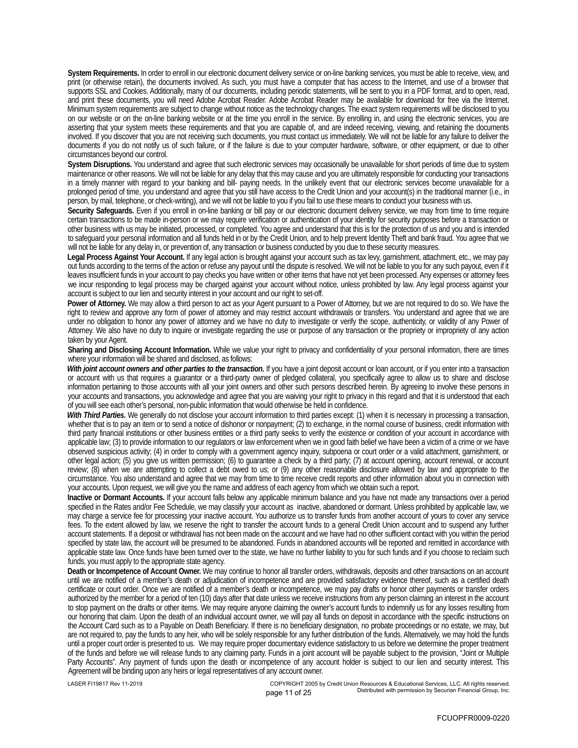**System Requirements.** In order to enroll in our electronic document delivery service or on-line banking services, you must be able to receive, view, and print (or otherwise retain), the documents involved. As such, you must have a computer that has access to the Internet, and use of a browser that supports SSL and Cookies. Additionally, many of our documents, including periodic statements, will be sent to you in a PDF format, and to open, read, and print these documents, you will need Adobe Acrobat Reader. Adobe Acrobat Reader may be available for download for free via the Internet. Minimum system requirements are subject to change without notice as the technology changes. The exact system requirements will be disclosed to you on our website or on the on-line banking website or at the time you enroll in the service. By enrolling in, and using the electronic services, you are asserting that your system meets these requirements and that you are capable of, and are indeed receiving, viewing, and retaining the documents involved. If you discover that you are not receiving such documents, you must contact us immediately. We will not be liable for any failure to deliver the documents if you do not notify us of such failure, or if the failure is due to your computer hardware, software, or other equipment, or due to other circumstances beyond our control.

**System Disruptions.** You understand and agree that such electronic services may occasionally be unavailable for short periods of time due to system maintenance or other reasons. We will not be liable for any delay that this may cause and you are ultimately responsible for conducting your transactions in a timely manner with regard to your banking and bill- paying needs. In the unlikely event that our electronic services become unavailable for a prolonged period of time, you understand and agree that you still have access to the Credit Union and your account(s) in the traditional manner (i.e., in person, by mail, telephone, or check-writing), and we will not be liable to you if you fail to use these means to conduct your business with us.

**Security Safeguards.** Even if you enroll in on-line banking or bill pay or our electronic document delivery service, we may from time to time require certain transactions to be made in-person or we may require verification or authentication of your identity for security purposes before a transaction or other business with us may be initiated, processed, or completed. You agree and understand that this is for the protection of us and you and is intended to safeguard your personal information and all funds held in or by the Credit Union, and to help prevent Identity Theft and bank fraud. You agree that we will not be liable for any delay in, or prevention of, any transaction or business conducted by you due to these security measures.

**Legal Process Against Your Account.** If any legal action is brought against your account such as tax levy, garnishment, attachment, etc., we may pay out funds according to the terms of the action or refuse any payout until the dispute is resolved. We will not be liable to you for any such payout, even if it leaves insufficient funds in your account to pay checks you have written or other items that have not yet been processed. Any expenses or attorney fees we incur responding to legal process may be charged against your account without notice, unless prohibited by law. Any legal process against your account is subject to our lien and security interest in your account and our right to set-off.

**Power of Attorney.** We may allow a third person to act as your Agent pursuant to a Power of Attorney, but we are not required to do so. We have the right to review and approve any form of power of attorney and may restrict account withdrawals or transfers. You understand and agree that we are under no obligation to honor any power of attorney and we have no duty to investigate or verify the scope, authenticity, or validity of any Power of Attorney. We also have no duty to inquire or investigate regarding the use or purpose of any transaction or the propriety or impropriety of any action taken by your Agent.

**Sharing and Disclosing Account Information.** While we value your right to privacy and confidentiality of your personal information, there are times where your information will be shared and disclosed, as follows:

***With joint account owners and other parties to the transaction.*** If you have a joint deposit account or loan account, or if you enter into a transaction or account with us that requires a guarantor or a third-party owner of pledged collateral, you specifically agree to allow us to share and disclose information pertaining to those accounts with all your joint owners and other such persons described herein. By agreeing to involve these persons in your accounts and transactions, you acknowledge and agree that you are waiving your right to privacy in this regard and that it is understood that each of you will see each other's personal, non-public information that would otherwise be held in confidence.

***With Third Parties.*** We generally do not disclose your account information to third parties except: (1) when it is necessary in processing a transaction, whether that is to pay an item or to send a notice of dishonor or nonpayment; (2) to exchange, in the normal course of business, credit information with third party financial institutions or other business entities or a third party seeks to verify the existence or condition of your account in accordance with applicable law; (3) to provide information to our regulators or law enforcement when we in good faith belief we have been a victim of a crime or we have observed suspicious activity; (4) in order to comply with a government agency inquiry, subpoena or court order or a valid attachment, garnishment, or other legal action; (5) you give us written permission; (6) to guarantee a check by a third party; (7) at account opening, account renewal, or account review; (8) when we are attempting to collect a debt owed to us; or (9) any other reasonable disclosure allowed by law and appropriate to the circumstance. You also understand and agree that we may from time to time receive credit reports and other information about you in connection with your accounts. Upon request, we will give you the name and address of each agency from which we obtain such a report.

**Inactive or Dormant Accounts.** If your account falls below any applicable minimum balance and you have not made any transactions over a period specified in the Rates and/or Fee Schedule, we may classify your account as inactive, abandoned or dormant. Unless prohibited by applicable law, we may charge a service fee for processing your inactive account. You authorize us to transfer funds from another account of yours to cover any service fees. To the extent allowed by law, we reserve the right to transfer the account funds to a general Credit Union account and to suspend any further account statements. If a deposit or withdrawal has not been made on the account and we have had no other sufficient contact with you within the period specified by state law, the account will be presumed to be abandoned. Funds in abandoned accounts will be reported and remitted in accordance with applicable state law. Once funds have been turned over to the state, we have no further liability to you for such funds and if you choose to reclaim such funds, you must apply to the appropriate state agency.

**Death or Incompetence of Account Owner.** We may continue to honor all transfer orders, withdrawals, deposits and other transactions on an account until we are notified of a member's death or adjudication of incompetence and are provided satisfactory evidence thereof, such as a certified death certificate or court order. Once we are notified of a member's death or incompetence, we may pay drafts or honor other payments or transfer orders authorized by the member for a period of ten (10) days after that date unless we receive instructions from any person claiming an interest in the account to stop payment on the drafts or other items. We may require anyone claiming the owner's account funds to indemnify us for any losses resulting from our honoring that claim. Upon the death of an individual account owner, we will pay all funds on deposit in accordance with the specific instructions on the Account Card such as to a Payable on Death Beneficiary. If there is no beneficiary designation, no probate proceedings or no estate, we may, but are not required to, pay the funds to any heir, who will be solely responsible for any further distribution of the funds. Alternatively, we may hold the funds until a proper court order is presented to us. We may require proper documentary evidence satisfactory to us before we determine the proper treatment of the funds and before we will release funds to any claiming party. Funds in a joint account will be payable subject to the provision, "Joint or Multiple Party Accounts". Any payment of funds upon the death or incompetence of any account holder is subject to our lien and security interest. This Agreement will be binding upon any heirs or legal representatives of any account owner.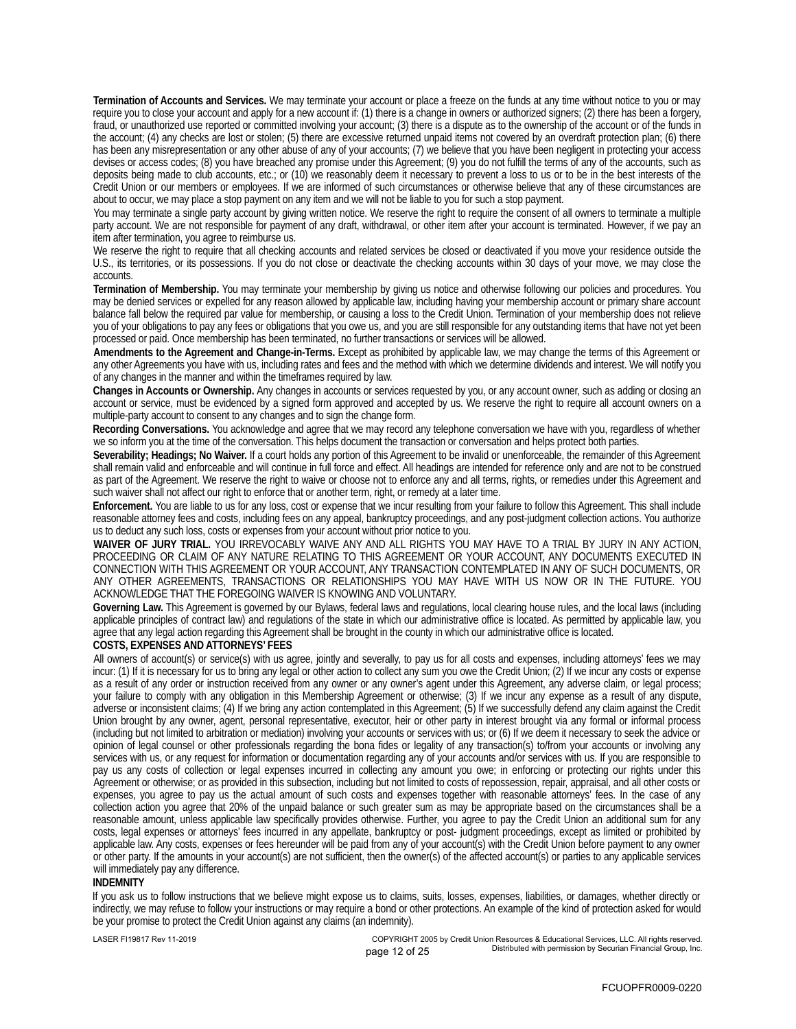**Termination of Accounts and Services.** We may terminate your account or place a freeze on the funds at any time without notice to you or may require you to close your account and apply for a new account if: (1) there is a change in owners or authorized signers; (2) there has been a forgery, fraud, or unauthorized use reported or committed involving your account; (3) there is a dispute as to the ownership of the account or of the funds in the account; (4) any checks are lost or stolen; (5) there are excessive returned unpaid items not covered by an overdraft protection plan; (6) there has been any misrepresentation or any other abuse of any of your accounts; (7) we believe that you have been negligent in protecting your access devises or access codes; (8) you have breached any promise under this Agreement; (9) you do not fulfill the terms of any of the accounts, such as deposits being made to club accounts, etc.; or (10) we reasonably deem it necessary to prevent a loss to us or to be in the best interests of the Credit Union or our members or employees. If we are informed of such circumstances or otherwise believe that any of these circumstances are about to occur, we may place a stop payment on any item and we will not be liable to you for such a stop payment.

You may terminate a single party account by giving written notice. We reserve the right to require the consent of all owners to terminate a multiple party account. We are not responsible for payment of any draft, withdrawal, or other item after your account is terminated. However, if we pay an item after termination, you agree to reimburse us.

We reserve the right to require that all checking accounts and related services be closed or deactivated if you move your residence outside the U.S., its territories, or its possessions. If you do not close or deactivate the checking accounts within 30 days of your move, we may close the accounts.

**Termination of Membership.** You may terminate your membership by giving us notice and otherwise following our policies and procedures. You may be denied services or expelled for any reason allowed by applicable law, including having your membership account or primary share account balance fall below the required par value for membership, or causing a loss to the Credit Union. Termination of your membership does not relieve you of your obligations to pay any fees or obligations that you owe us, and you are still responsible for any outstanding items that have not yet been processed or paid. Once membership has been terminated, no further transactions or services will be allowed.

**Amendments to the Agreement and Change-in-Terms.** Except as prohibited by applicable law, we may change the terms of this Agreement or any other Agreements you have with us, including rates and fees and the method with which we determine dividends and interest. We will notify you of any changes in the manner and within the timeframes required by law.

**Changes in Accounts or Ownership.** Any changes in accounts or services requested by you, or any account owner, such as adding or closing an account or service, must be evidenced by a signed form approved and accepted by us. We reserve the right to require all account owners on a multiple-party account to consent to any changes and to sign the change form.

**Recording Conversations.** You acknowledge and agree that we may record any telephone conversation we have with you, regardless of whether we so inform you at the time of the conversation. This helps document the transaction or conversation and helps protect both parties.

**Severability; Headings; No Waiver.** If a court holds any portion of this Agreement to be invalid or unenforceable, the remainder of this Agreement shall remain valid and enforceable and will continue in full force and effect. All headings are intended for reference only and are not to be construed as part of the Agreement. We reserve the right to waive or choose not to enforce any and all terms, rights, or remedies under this Agreement and such waiver shall not affect our right to enforce that or another term, right, or remedy at a later time.

**Enforcement.** You are liable to us for any loss, cost or expense that we incur resulting from your failure to follow this Agreement. This shall include reasonable attorney fees and costs, including fees on any appeal, bankruptcy proceedings, and any post-judgment collection actions. You authorize us to deduct any such loss, costs or expenses from your account without prior notice to you.

**WAIVER OF JURY TRIAL.** YOU IRREVOCABLY WAIVE ANY AND ALL RIGHTS YOU MAY HAVE TO A TRIAL BY JURY IN ANY ACTION, PROCEEDING OR CLAIM OF ANY NATURE RELATING TO THIS AGREEMENT OR YOUR ACCOUNT, ANY DOCUMENTS EXECUTED IN CONNECTION WITH THIS AGREEMENT OR YOUR ACCOUNT, ANY TRANSACTION CONTEMPLATED IN ANY OF SUCH DOCUMENTS, OR ANY OTHER AGREEMENTS, TRANSACTIONS OR RELATIONSHIPS YOU MAY HAVE WITH US NOW OR IN THE FUTURE. YOU ACKNOWLEDGE THAT THE FOREGOING WAIVER IS KNOWING AND VOLUNTARY.

**Governing Law.** This Agreement is governed by our Bylaws, federal laws and regulations, local clearing house rules, and the local laws (including applicable principles of contract law) and regulations of the state in which our administrative office is located. As permitted by applicable law, you agree that any legal action regarding this Agreement shall be brought in the county in which our administrative office is located.

**COSTS, EXPENSES AND ATTORNEYS' FEES**

All owners of account(s) or service(s) with us agree, jointly and severally, to pay us for all costs and expenses, including attorneys' fees we may incur: (1) If it is necessary for us to bring any legal or other action to collect any sum you owe the Credit Union; (2) If we incur any costs or expense as a result of any order or instruction received from any owner or any owner's agent under this Agreement, any adverse claim, or legal process; your failure to comply with any obligation in this Membership Agreement or otherwise; (3) If we incur any expense as a result of any dispute, adverse or inconsistent claims; (4) If we bring any action contemplated in this Agreement; (5) If we successfully defend any claim against the Credit Union brought by any owner, agent, personal representative, executor, heir or other party in interest brought via any formal or informal process (including but not limited to arbitration or mediation) involving your accounts or services with us; or (6) If we deem it necessary to seek the advice or opinion of legal counsel or other professionals regarding the bona fides or legality of any transaction(s) to/from your accounts or involving any services with us, or any request for information or documentation regarding any of your accounts and/or services with us. If you are responsible to pay us any costs of collection or legal expenses incurred in collecting any amount you owe; in enforcing or protecting our rights under this Agreement or otherwise; or as provided in this subsection, including but not limited to costs of repossession, repair, appraisal, and all other costs or expenses, you agree to pay us the actual amount of such costs and expenses together with reasonable attorneys' fees. In the case of any collection action you agree that 20% of the unpaid balance or such greater sum as may be appropriate based on the circumstances shall be a reasonable amount, unless applicable law specifically provides otherwise. Further, you agree to pay the Credit Union an additional sum for any costs, legal expenses or attorneys' fees incurred in any appellate, bankruptcy or post- judgment proceedings, except as limited or prohibited by applicable law. Any costs, expenses or fees hereunder will be paid from any of your account(s) with the Credit Union before payment to any owner or other party. If the amounts in your account(s) are not sufficient, then the owner(s) of the affected account(s) or parties to any applicable services will immediately pay any difference.

**INDEMNITY**

If you ask us to follow instructions that we believe might expose us to claims, suits, losses, expenses, liabilities, or damages, whether directly or indirectly, we may refuse to follow your instructions or may require a bond or other protections. An example of the kind of protection asked for would be your promise to protect the Credit Union against any claims (an indemnity).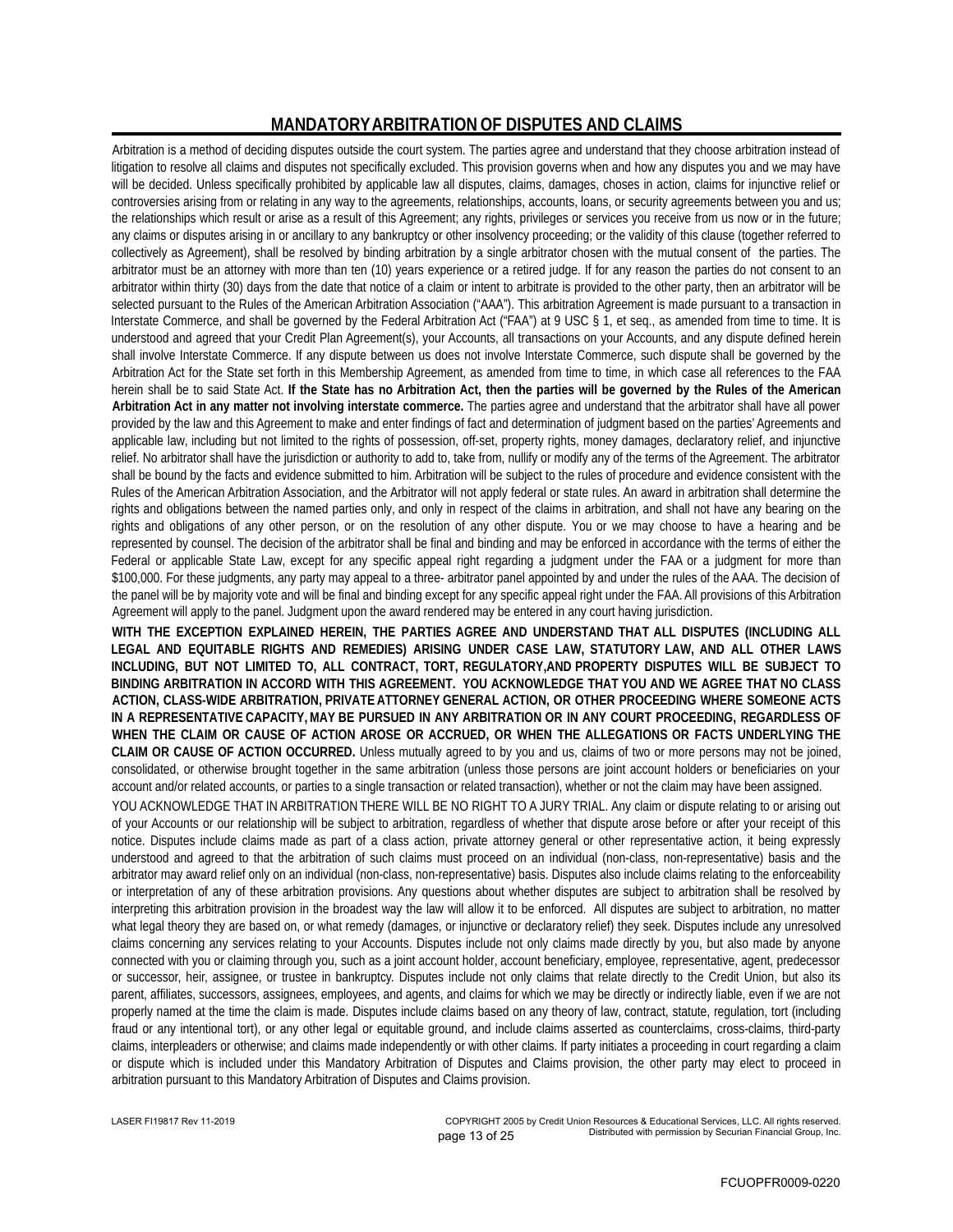## MANDATORY ARBITRATION OF DISPUTES AND CLAIMS

Arbitration is a method of deciding disputes outside the court system. The parties agree and understand that they choose arbitration instead of litigation to resolve all claims and disputes not specifically excluded. This provision governs when and how any disputes you and we may have will be decided. Unless specifically prohibited by applicable law all disputes, claims, damages, choses in action, claims for injunctive relief or controversies arising from or relating in any way to the agreements, relationships, accounts, loans, or security agreements between you and us; the relationships which result or arise as a result of this Agreement; any rights, privileges or services you receive from us now or in the future; any claims or disputes arising in or ancillary to any bankruptcy or other insolvency proceeding; or the validity of this clause (together referred to collectively as Agreement), shall be resolved by binding arbitration by a single arbitrator chosen with the mutual consent of the parties. The arbitrator must be an attorney with more than ten (10) years experience or a retired judge. If for any reason the parties do not consent to an arbitrator within thirty (30) days from the date that notice of a claim or intent to arbitrate is provided to the other party, then an arbitrator will be selected pursuant to the Rules of the American Arbitration Association ("AAA"). This arbitration Agreement is made pursuant to a transaction in Interstate Commerce, and shall be governed by the Federal Arbitration Act ("FAA") at 9 USC § 1, et seq., as amended from time to time. It is understood and agreed that your Credit Plan Agreement(s), your Accounts, all transactions on your Accounts, and any dispute defined herein shall involve Interstate Commerce. If any dispute between us does not involve Interstate Commerce, such dispute shall be governed by the Arbitration Act for the State set forth in this Membership Agreement, as amended from time to time, in which case all references to the FAA herein shall be to said State Act. **If the State has no Arbitration Act, then the parties will be governed by the Rules of the American Arbitration Act in any matter not involving interstate commerce.** The parties agree and understand that the arbitrator shall have all power provided by the law and this Agreement to make and enter findings of fact and determination of judgment based on the parties' Agreements and applicable law, including but not limited to the rights of possession, off-set, property rights, money damages, declaratory relief, and injunctive relief. No arbitrator shall have the jurisdiction or authority to add to, take from, nullify or modify any of the terms of the Agreement. The arbitrator shall be bound by the facts and evidence submitted to him. Arbitration will be subject to the rules of procedure and evidence consistent with the Rules of the American Arbitration Association, and the Arbitrator will not apply federal or state rules. An award in arbitration shall determine the rights and obligations between the named parties only, and only in respect of the claims in arbitration, and shall not have any bearing on the rights and obligations of any other person, or on the resolution of any other dispute. You or we may choose to have a hearing and be represented by counsel. The decision of the arbitrator shall be final and binding and may be enforced in accordance with the terms of either the Federal or applicable State Law, except for any specific appeal right regarding a judgment under the FAA or a judgment for more than $100,000. For these judgments, any party may appeal to a three- arbitrator panel appointed by and under the rules of the AAA. The decision of the panel will be by majority vote and will be final and binding except for any specific appeal right under the FAA. All provisions of this Arbitration Agreement will apply to the panel. Judgment upon the award rendered may be entered in any court having jurisdiction.

**WITH THE EXCEPTION EXPLAINED HEREIN, THE PARTIES AGREE AND UNDERSTAND THAT ALL DISPUTES (INCLUDING ALL LEGAL AND EQUITABLE RIGHTS AND REMEDIES) ARISING UNDER CASE LAW, STATUTORY LAW, AND ALL OTHER LAWS INCLUDING, BUT NOT LIMITED TO, ALL CONTRACT, TORT, REGULATORY, AND PROPERTY DISPUTES WILL BE SUBJECT TO BINDING ARBITRATION IN ACCORD WITH THIS AGREEMENT. YOU ACKNOWLEDGE THAT YOU AND WE AGREE THAT NO CLASS ACTION, CLASS-WIDE ARBITRATION, PRIVATE ATTORNEY GENERAL ACTION, OR OTHER PROCEEDING WHERE SOMEONE ACTS IN A REPRESENTATIVE CAPACITY, MAY BE PURSUED IN ANY ARBITRATION OR IN ANY COURT PROCEEDING, REGARDLESS OF WHEN THE CLAIM OR CAUSE OF ACTION AROSE OR ACCRUED, OR WHEN THE ALLEGATIONS OR FACTS UNDERLYING THE CLAIM OR CAUSE OF ACTION OCCURRED.** Unless mutually agreed to by you and us, claims of two or more persons may not be joined, consolidated, or otherwise brought together in the same arbitration (unless those persons are joint account holders or beneficiaries on your account and/or related accounts, or parties to a single transaction or related transaction), whether or not the claim may have been assigned.

YOU ACKNOWLEDGE THAT IN ARBITRATION THERE WILL BE NO RIGHT TO A JURY TRIAL. Any claim or dispute relating to or arising out of your Accounts or our relationship will be subject to arbitration, regardless of whether that dispute arose before or after your receipt of this notice. Disputes include claims made as part of a class action, private attorney general or other representative action, it being expressly understood and agreed to that the arbitration of such claims must proceed on an individual (non-class, non-representative) basis and the arbitrator may award relief only on an individual (non-class, non-representative) basis. Disputes also include claims relating to the enforceability or interpretation of any of these arbitration provisions. Any questions about whether disputes are subject to arbitration shall be resolved by interpreting this arbitration provision in the broadest way the law will allow it to be enforced. All disputes are subject to arbitration, no matter what legal theory they are based on, or what remedy (damages, or injunctive or declaratory relief) they seek. Disputes include any unresolved claims concerning any services relating to your Accounts. Disputes include not only claims made directly by you, but also made by anyone connected with you or claiming through you, such as a joint account holder, account beneficiary, employee, representative, agent, predecessor or successor, heir, assignee, or trustee in bankruptcy. Disputes include not only claims that relate directly to the Credit Union, but also its parent, affiliates, successors, assignees, employees, and agents, and claims for which we may be directly or indirectly liable, even if we are not properly named at the time the claim is made. Disputes include claims based on any theory of law, contract, statute, regulation, tort (including fraud or any intentional tort), or any other legal or equitable ground, and include claims asserted as counterclaims, cross-claims, third-party claims, interpleaders or otherwise; and claims made independently or with other claims. If party initiates a proceeding in court regarding a claim or dispute which is included under this Mandatory Arbitration of Disputes and Claims provision, the other party may elect to proceed in arbitration pursuant to this Mandatory Arbitration of Disputes and Claims provision.

LASER FI19817 Rev 11-2019

COPYRIGHT 2005 by Credit Union Resources & Educational Services, LLC. All rights reserved. Distributed with permission by Securian Financial Group, Inc.

FCUOPFR0009-0220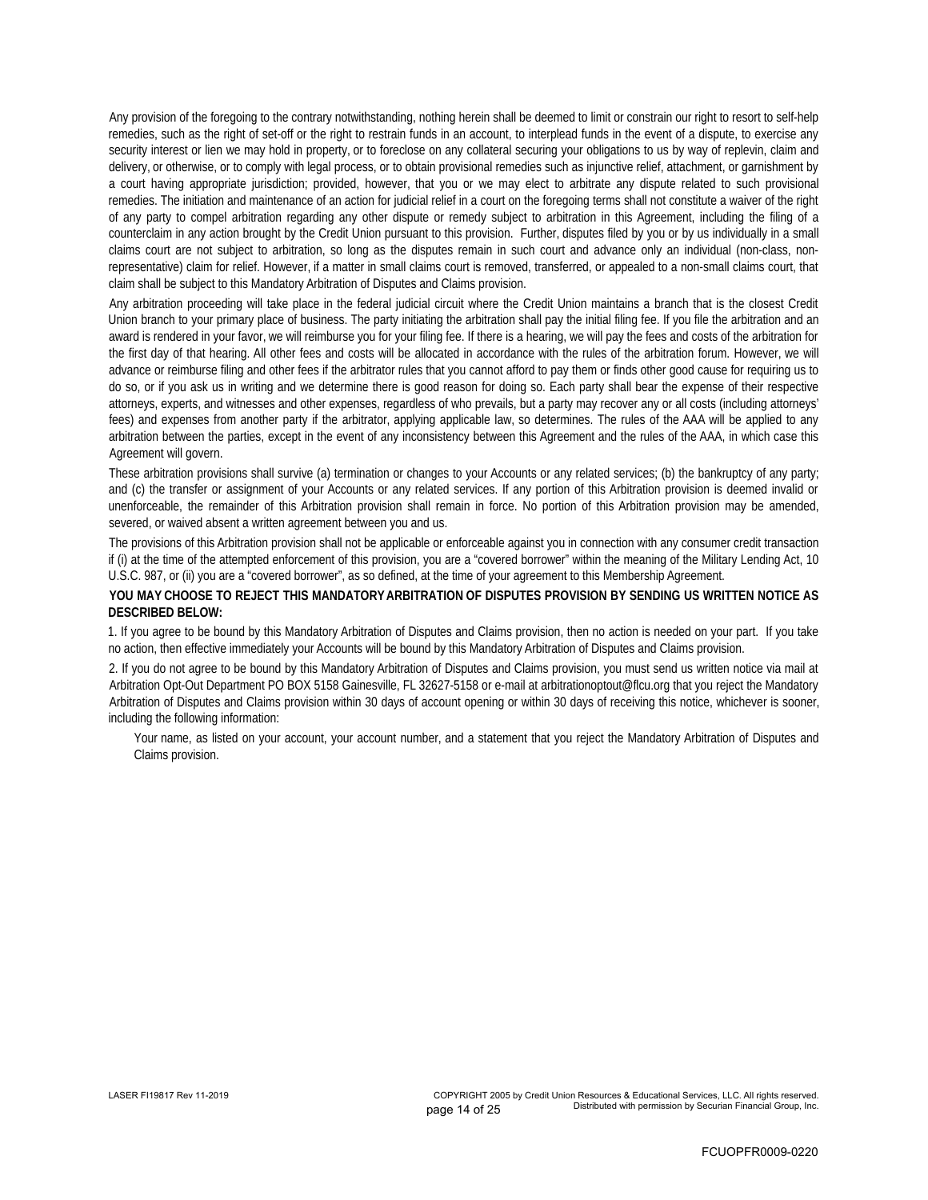Any provision of the foregoing to the contrary notwithstanding, nothing herein shall be deemed to limit or constrain our right to resort to self-help remedies, such as the right of set-off or the right to restrain funds in an account, to interplead funds in the event of a dispute, to exercise any security interest or lien we may hold in property, or to foreclose on any collateral securing your obligations to us by way of replevin, claim and delivery, or otherwise, or to comply with legal process, or to obtain provisional remedies such as injunctive relief, attachment, or garnishment by a court having appropriate jurisdiction; provided, however, that you or we may elect to arbitrate any dispute related to such provisional remedies. The initiation and maintenance of an action for judicial relief in a court on the foregoing terms shall not constitute a waiver of the right of any party to compel arbitration regarding any other dispute or remedy subject to arbitration in this Agreement, including the filing of a counterclaim in any action brought by the Credit Union pursuant to this provision. Further, disputes filed by you or by us individually in a small claims court are not subject to arbitration, so long as the disputes remain in such court and advance only an individual (non-class, non-representative) claim for relief. However, if a matter in small claims court is removed, transferred, or appealed to a non-small claims court, that claim shall be subject to this Mandatory Arbitration of Disputes and Claims provision.

Any arbitration proceeding will take place in the federal judicial circuit where the Credit Union maintains a branch that is the closest Credit Union branch to your primary place of business. The party initiating the arbitration shall pay the initial filing fee. If you file the arbitration and an award is rendered in your favor, we will reimburse you for your filing fee. If there is a hearing, we will pay the fees and costs of the arbitration for the first day of that hearing. All other fees and costs will be allocated in accordance with the rules of the arbitration forum. However, we will advance or reimburse filing and other fees if the arbitrator rules that you cannot afford to pay them or finds other good cause for requiring us to do so, or if you ask us in writing and we determine there is good reason for doing so. Each party shall bear the expense of their respective attorneys, experts, and witnesses and other expenses, regardless of who prevails, but a party may recover any or all costs (including attorneys' fees) and expenses from another party if the arbitrator, applying applicable law, so determines. The rules of the AAA will be applied to any arbitration between the parties, except in the event of any inconsistency between this Agreement and the rules of the AAA, in which case this Agreement will govern.

These arbitration provisions shall survive (a) termination or changes to your Accounts or any related services; (b) the bankruptcy of any party; and (c) the transfer or assignment of your Accounts or any related services. If any portion of this Arbitration provision is deemed invalid or unenforceable, the remainder of this Arbitration provision shall remain in force. No portion of this Arbitration provision may be amended, severed, or waived absent a written agreement between you and us.

The provisions of this Arbitration provision shall not be applicable or enforceable against you in connection with any consumer credit transaction if (i) at the time of the attempted enforcement of this provision, you are a "covered borrower" within the meaning of the Military Lending Act, 10 U.S.C. 987, or (ii) you are a "covered borrower", as so defined, at the time of your agreement to this Membership Agreement.

**YOU MAY CHOOSE TO REJECT THIS MANDATORY ARBITRATION OF DISPUTES PROVISION BY SENDING US WRITTEN NOTICE AS DESCRIBED BELOW:**

1. If you agree to be bound by this Mandatory Arbitration of Disputes and Claims provision, then no action is needed on your part. If you take no action, then effective immediately your Accounts will be bound by this Mandatory Arbitration of Disputes and Claims provision.

2. If you do not agree to be bound by this Mandatory Arbitration of Disputes and Claims provision, you must send us written notice via mail at Arbitration Opt-Out Department PO BOX 5158 Gainesville, FL 32627-5158 or e-mail at arbitrationoptout@flcu.org that you reject the Mandatory Arbitration of Disputes and Claims provision within 30 days of account opening or within 30 days of receiving this notice, whichever is sooner, including the following information:

   Your name, as listed on your account, your account number, and a statement that you reject the Mandatory Arbitration of Disputes and Claims provision.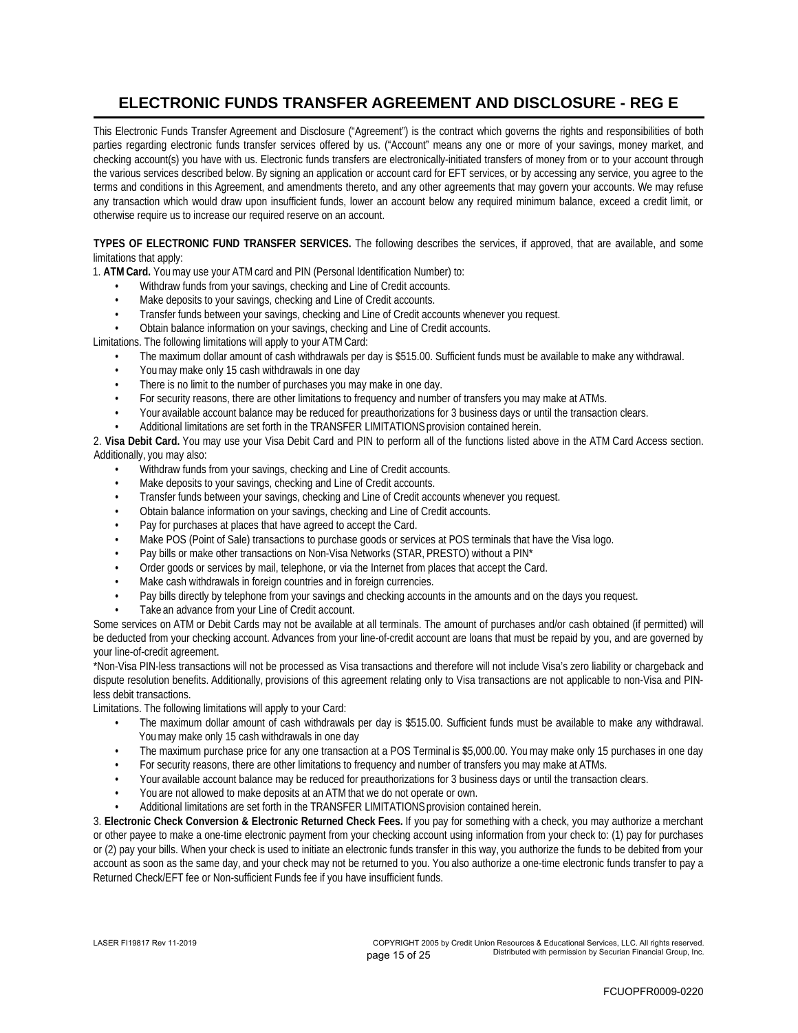# ELECTRONIC FUNDS TRANSFER AGREEMENT AND DISCLOSURE - REG E

This Electronic Funds Transfer Agreement and Disclosure ("Agreement") is the contract which governs the rights and responsibilities of both parties regarding electronic funds transfer services offered by us. ("Account" means any one or more of your savings, money market, and checking account(s) you have with us. Electronic funds transfers are electronically-initiated transfers of money from or to your account through the various services described below. By signing an application or account card for EFT services, or by accessing any service, you agree to the terms and conditions in this Agreement, and amendments thereto, and any other agreements that may govern your accounts. We may refuse any transaction which would draw upon insufficient funds, lower an account below any required minimum balance, exceed a credit limit, or otherwise require us to increase our required reserve on an account.

**TYPES OF ELECTRONIC FUND TRANSFER SERVICES.** The following describes the services, if approved, that are available, and some limitations that apply:

1. **ATM Card.** You may use your ATM card and PIN (Personal Identification Number) to:
    - Withdraw funds from your savings, checking and Line of Credit accounts.
    - Make deposits to your savings, checking and Line of Credit accounts.
    - Transfer funds between your savings, checking and Line of Credit accounts whenever you request.
    - Obtain balance information on your savings, checking and Line of Credit accounts.

Limitations. The following limitations will apply to your ATM Card:

- The maximum dollar amount of cash withdrawals per day is $515.00. Sufficient funds must be available to make any withdrawal.
- You may make only 15 cash withdrawals in one day
- There is no limit to the number of purchases you may make in one day.
- For security reasons, there are other limitations to frequency and number of transfers you may make at ATMs.
- Your available account balance may be reduced for preauthorizations for 3 business days or until the transaction clears.
- Additional limitations are set forth in the TRANSFER LIMITATIONS provision contained herein.

2. **Visa Debit Card.** You may use your Visa Debit Card and PIN to perform all of the functions listed above in the ATM Card Access section. Additionally, you may also:
    - Withdraw funds from your savings, checking and Line of Credit accounts.
    - Make deposits to your savings, checking and Line of Credit accounts.
    - Transfer funds between your savings, checking and Line of Credit accounts whenever you request.
    - Obtain balance information on your savings, checking and Line of Credit accounts.
    - Pay for purchases at places that have agreed to accept the Card.
    - Make POS (Point of Sale) transactions to purchase goods or services at POS terminals that have the Visa logo.
    - Pay bills or make other transactions on Non-Visa Networks (STAR, PRESTO) without a PIN*
    - Order goods or services by mail, telephone, or via the Internet from places that accept the Card.
    - Make cash withdrawals in foreign countries and in foreign currencies.
    - Pay bills directly by telephone from your savings and checking accounts in the amounts and on the days you request.
    - Take an advance from your Line of Credit account.

Some services on ATM or Debit Cards may not be available at all terminals. The amount of purchases and/or cash obtained (if permitted) will be deducted from your checking account. Advances from your line-of-credit account are loans that must be repaid by you, and are governed by your line-of-credit agreement.

*Non-Visa PIN-less transactions will not be processed as Visa transactions and therefore will not include Visa's zero liability or chargeback and dispute resolution benefits. Additionally, provisions of this agreement relating only to Visa transactions are not applicable to non-Visa and PIN-less debit transactions.

Limitations. The following limitations will apply to your Card:

- The maximum dollar amount of cash withdrawals per day is $515.00. Sufficient funds must be available to make any withdrawal. You may make only 15 cash withdrawals in one day
- The maximum purchase price for any one transaction at a POS Terminal is $5,000.00. You may make only 15 purchases in one day
- For security reasons, there are other limitations to frequency and number of transfers you may make at ATMs.
- Your available account balance may be reduced for preauthorizations for 3 business days or until the transaction clears.
- You are not allowed to make deposits at an ATM that we do not operate or own.
- Additional limitations are set forth in the TRANSFER LIMITATIONS provision contained herein.

3. **Electronic Check Conversion & Electronic Returned Check Fees.** If you pay for something with a check, you may authorize a merchant or other payee to make a one-time electronic payment from your checking account using information from your check to: (1) pay for purchases or (2) pay your bills. When your check is used to initiate an electronic funds transfer in this way, you authorize the funds to be debited from your account as soon as the same day, and your check may not be returned to you. You also authorize a one-time electronic funds transfer to pay a Returned Check/EFT fee or Non-sufficient Funds fee if you have insufficient funds.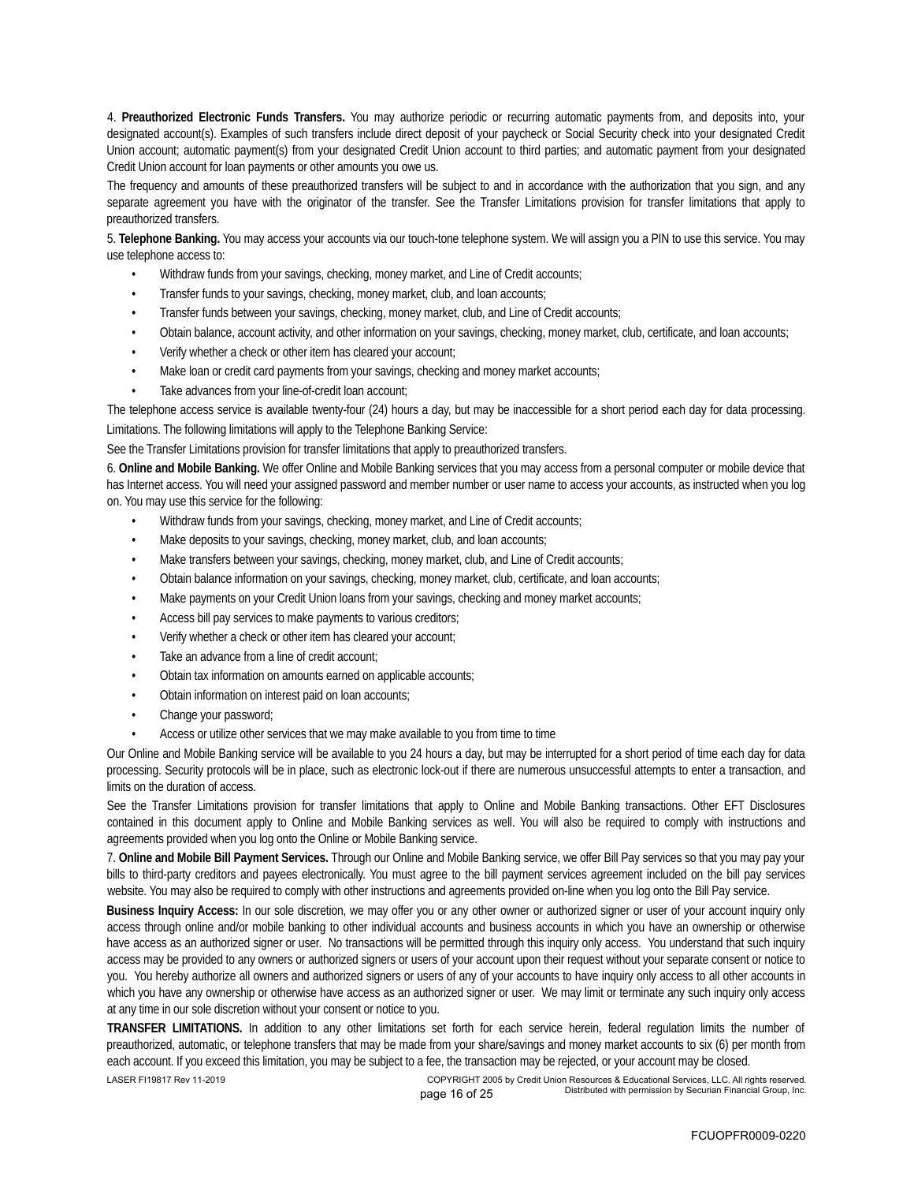4. **Preauthorized Electronic Funds Transfers.** You may authorize periodic or recurring automatic payments from, and deposits into, your designated account(s). Examples of such transfers include direct deposit of your paycheck or Social Security check into your designated Credit Union account; automatic payment(s) from your designated Credit Union account to third parties; and automatic payment from your designated Credit Union account for loan payments or other amounts you owe us.

The frequency and amounts of these preauthorized transfers will be subject to and in accordance with the authorization that you sign, and any separate agreement you have with the originator of the transfer. See the Transfer Limitations provision for transfer limitations that apply to preauthorized transfers.

5. **Telephone Banking.** You may access your accounts via our touch-tone telephone system. We will assign you a PIN to use this service. You may use telephone access to:

- Withdraw funds from your savings, checking, money market, and Line of Credit accounts;
- Transfer funds to your savings, checking, money market, club, and loan accounts;
- Transfer funds between your savings, checking, money market, club, and Line of Credit accounts;
- Obtain balance, account activity, and other information on your savings, checking, money market, club, certificate, and loan accounts;
- Verify whether a check or other item has cleared your account;
- Make loan or credit card payments from your savings, checking and money market accounts;
- Take advances from your line-of-credit loan account;

The telephone access service is available twenty-four (24) hours a day, but may be inaccessible for a short period each day for data processing.

Limitations. The following limitations will apply to the Telephone Banking Service:

See the Transfer Limitations provision for transfer limitations that apply to preauthorized transfers.

6. **Online and Mobile Banking.** We offer Online and Mobile Banking services that you may access from a personal computer or mobile device that has Internet access. You will need your assigned password and member number or user name to access your accounts, as instructed when you log on. You may use this service for the following:

- Withdraw funds from your savings, checking, money market, and Line of Credit accounts;
- Make deposits to your savings, checking, money market, club, and loan accounts;
- Make transfers between your savings, checking, money market, club, and Line of Credit accounts;
- Obtain balance information on your savings, checking, money market, club, certificate, and loan accounts;
- Make payments on your Credit Union loans from your savings, checking and money market accounts;
- Access bill pay services to make payments to various creditors;
- Verify whether a check or other item has cleared your account;
- Take an advance from a line of credit account;
- Obtain tax information on amounts earned on applicable accounts;
- Obtain information on interest paid on loan accounts;
- Change your password;
- Access or utilize other services that we may make available to you from time to time

Our Online and Mobile Banking service will be available to you 24 hours a day, but may be interrupted for a short period of time each day for data processing. Security protocols will be in place, such as electronic lock-out if there are numerous unsuccessful attempts to enter a transaction, and limits on the duration of access.

See the Transfer Limitations provision for transfer limitations that apply to Online and Mobile Banking transactions. Other EFT Disclosures contained in this document apply to Online and Mobile Banking services as well. You will also be required to comply with instructions and agreements provided when you log onto the Online or Mobile Banking service.

7. **Online and Mobile Bill Payment Services.** Through our Online and Mobile Banking service, we offer Bill Pay services so that you may pay your bills to third-party creditors and payees electronically. You must agree to the bill payment services agreement included on the bill pay services website. You may also be required to comply with other instructions and agreements provided on-line when you log onto the Bill Pay service.

**Business Inquiry Access:** In our sole discretion, we may offer you or any other owner or authorized signer or user of your account inquiry only access through online and/or mobile banking to other individual accounts and business accounts in which you have an ownership or otherwise have access as an authorized signer or user. No transactions will be permitted through this inquiry only access. You understand that such inquiry access may be provided to any owners or authorized signers or users of your account upon their request without your separate consent or notice to you. You hereby authorize all owners and authorized signers or users of any of your accounts to have inquiry only access to all other accounts in which you have any ownership or otherwise have access as an authorized signer or user. We may limit or terminate any such inquiry only access at any time in our sole discretion without your consent or notice to you.

**TRANSFER LIMITATIONS.** In addition to any other limitations set forth for each service herein, federal regulation limits the number of preauthorized, automatic, or telephone transfers that may be made from your share/savings and money market accounts to six (6) per month from each account. If you exceed this limitation, you may be subject to a fee, the transaction may be rejected, or your account may be closed.

LASER FI19817 Rev 11-2019

COPYRIGHT 2005 by Credit Union Resources & Educational Services, LLC. All rights reserved. Distributed with permission by Securian Financial Group, Inc.

FCUOPFR0009-0220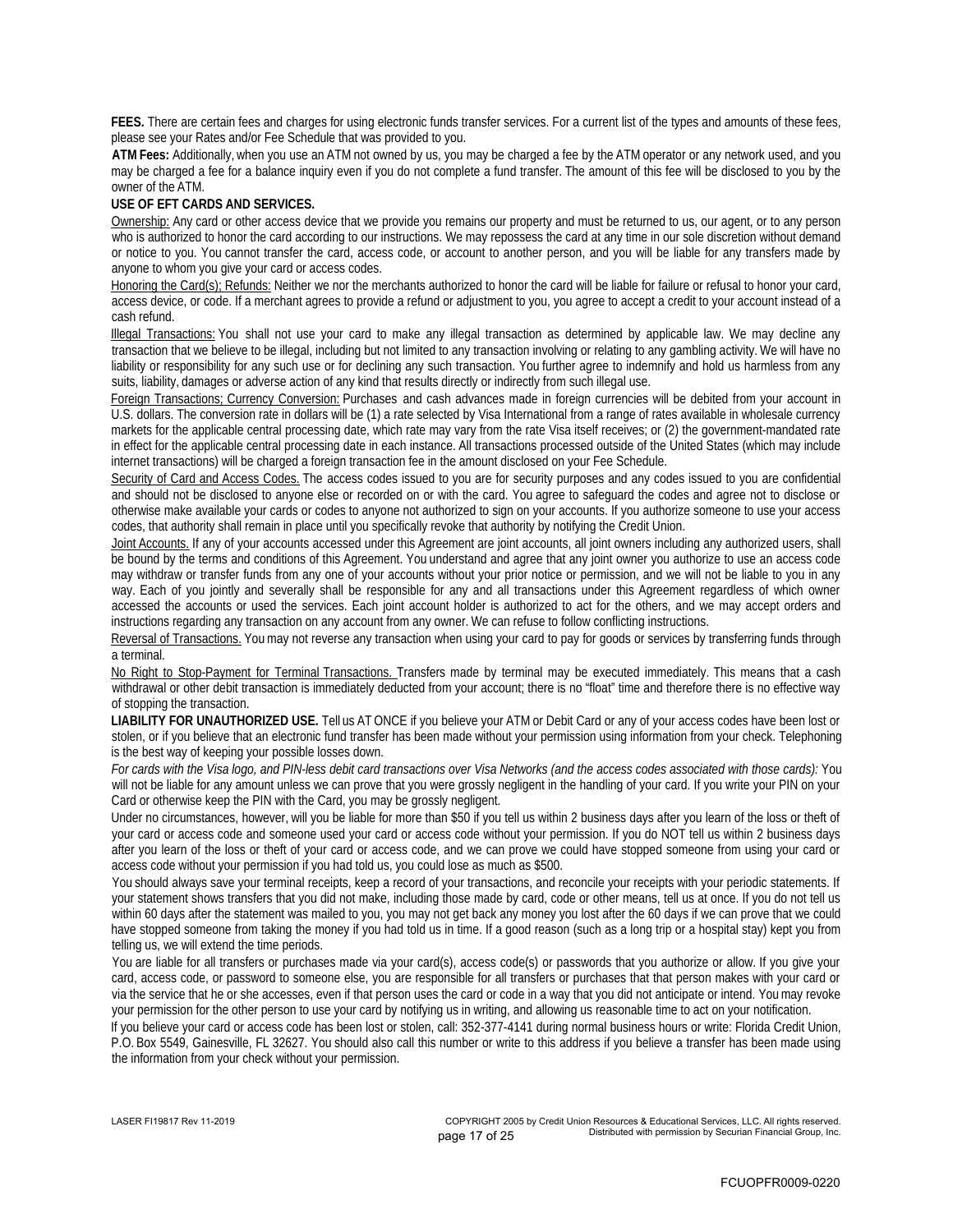**FEES.** There are certain fees and charges for using electronic funds transfer services. For a current list of the types and amounts of these fees, please see your Rates and/or Fee Schedule that was provided to you.

**ATM Fees:** Additionally, when you use an ATM not owned by us, you may be charged a fee by the ATM operator or any network used, and you may be charged a fee for a balance inquiry even if you do not complete a fund transfer. The amount of this fee will be disclosed to you by the owner of the ATM.

**USE OF EFT CARDS AND SERVICES.**

Ownership: Any card or other access device that we provide you remains our property and must be returned to us, our agent, or to any person who is authorized to honor the card according to our instructions. We may repossess the card at any time in our sole discretion without demand or notice to you. You cannot transfer the card, access code, or account to another person, and you will be liable for any transfers made by anyone to whom you give your card or access codes.

Honoring the Card(s); Refunds: Neither we nor the merchants authorized to honor the card will be liable for failure or refusal to honor your card, access device, or code. If a merchant agrees to provide a refund or adjustment to you, you agree to accept a credit to your account instead of a cash refund.

Illegal Transactions: You shall not use your card to make any illegal transaction as determined by applicable law. We may decline any transaction that we believe to be illegal, including but not limited to any transaction involving or relating to any gambling activity. We will have no liability or responsibility for any such use or for declining any such transaction. You further agree to indemnify and hold us harmless from any suits, liability, damages or adverse action of any kind that results directly or indirectly from such illegal use.

Foreign Transactions; Currency Conversion: Purchases and cash advances made in foreign currencies will be debited from your account in U.S. dollars. The conversion rate in dollars will be (1) a rate selected by Visa International from a range of rates available in wholesale currency markets for the applicable central processing date, which rate may vary from the rate Visa itself receives; or (2) the government-mandated rate in effect for the applicable central processing date in each instance. All transactions processed outside of the United States (which may include internet transactions) will be charged a foreign transaction fee in the amount disclosed on your Fee Schedule.

Security of Card and Access Codes. The access codes issued to you are for security purposes and any codes issued to you are confidential and should not be disclosed to anyone else or recorded on or with the card. You agree to safeguard the codes and agree not to disclose or otherwise make available your cards or codes to anyone not authorized to sign on your accounts. If you authorize someone to use your access codes, that authority shall remain in place until you specifically revoke that authority by notifying the Credit Union.

Joint Accounts. If any of your accounts accessed under this Agreement are joint accounts, all joint owners including any authorized users, shall be bound by the terms and conditions of this Agreement. You understand and agree that any joint owner you authorize to use an access code may withdraw or transfer funds from any one of your accounts without your prior notice or permission, and we will not be liable to you in any way. Each of you jointly and severally shall be responsible for any and all transactions under this Agreement regardless of which owner accessed the accounts or used the services. Each joint account holder is authorized to act for the others, and we may accept orders and instructions regarding any transaction on any account from any owner. We can refuse to follow conflicting instructions.

Reversal of Transactions. You may not reverse any transaction when using your card to pay for goods or services by transferring funds through a terminal.

No Right to Stop-Payment for Terminal Transactions. Transfers made by terminal may be executed immediately. This means that a cash withdrawal or other debit transaction is immediately deducted from your account; there is no "float" time and therefore there is no effective way of stopping the transaction.

**LIABILITY FOR UNAUTHORIZED USE.** Tell us AT ONCE if you believe your ATM or Debit Card or any of your access codes have been lost or stolen, or if you believe that an electronic fund transfer has been made without your permission using information from your check. Telephoning is the best way of keeping your possible losses down.

*For cards with the Visa logo, and PIN-less debit card transactions over Visa Networks (and the access codes associated with those cards):* You will not be liable for any amount unless we can prove that you were grossly negligent in the handling of your card. If you write your PIN on your Card or otherwise keep the PIN with the Card, you may be grossly negligent.

Under no circumstances, however, will you be liable for more than $50 if you tell us within 2 business days after you learn of the loss or theft of your card or access code and someone used your card or access code without your permission. If you do NOT tell us within 2 business days after you learn of the loss or theft of your card or access code, and we can prove we could have stopped someone from using your card or access code without your permission if you had told us, you could lose as much as $500.

You should always save your terminal receipts, keep a record of your transactions, and reconcile your receipts with your periodic statements. If your statement shows transfers that you did not make, including those made by card, code or other means, tell us at once. If you do not tell us within 60 days after the statement was mailed to you, you may not get back any money you lost after the 60 days if we can prove that we could have stopped someone from taking the money if you had told us in time. If a good reason (such as a long trip or a hospital stay) kept you from telling us, we will extend the time periods.

You are liable for all transfers or purchases made via your card(s), access code(s) or passwords that you authorize or allow. If you give your card, access code, or password to someone else, you are responsible for all transfers or purchases that that person makes with your card or via the service that he or she accesses, even if that person uses the card or code in a way that you did not anticipate or intend. You may revoke your permission for the other person to use your card by notifying us in writing, and allowing us reasonable time to act on your notification.

If you believe your card or access code has been lost or stolen, call: 352-377-4141 during normal business hours or write: Florida Credit Union, P.O. Box 5549, Gainesville, FL 32627. You should also call this number or write to this address if you believe a transfer has been made using the information from your check without your permission.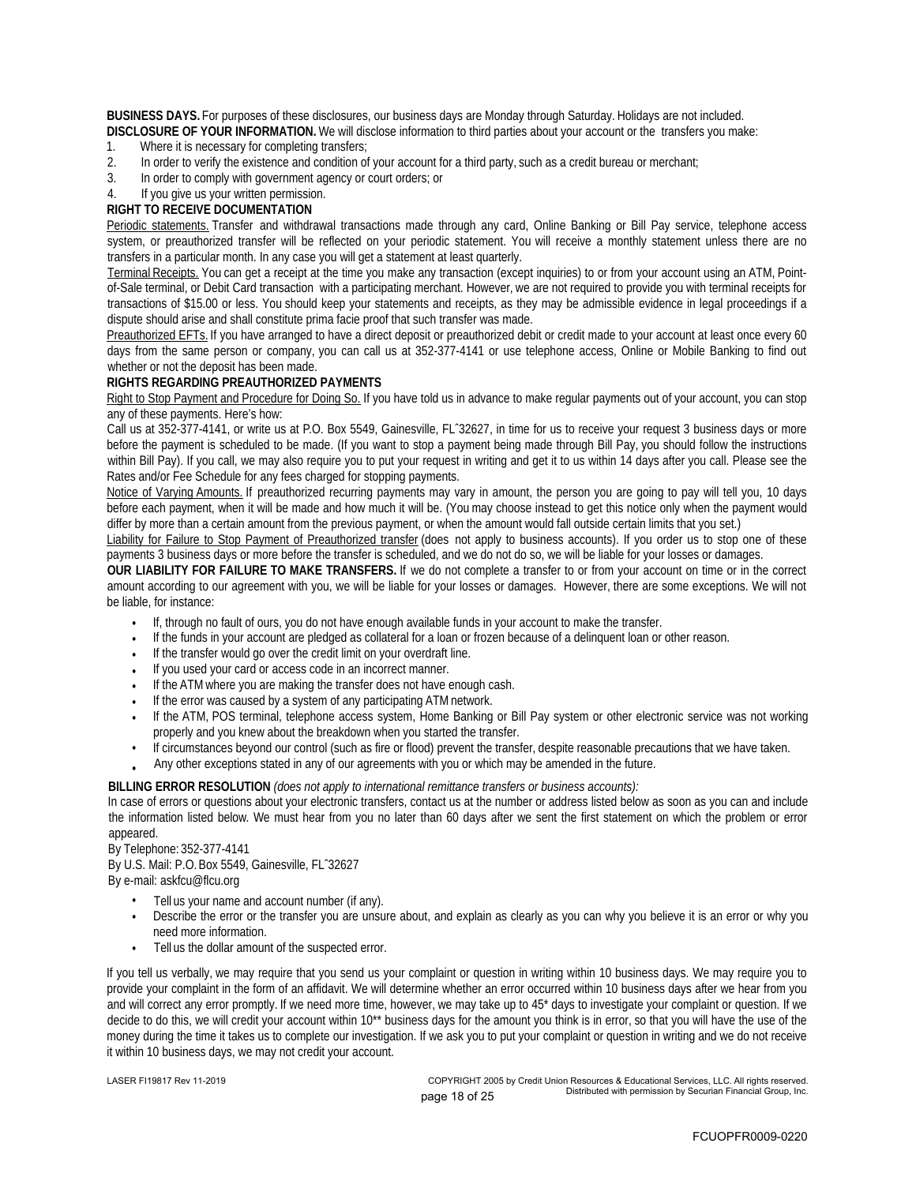**BUSINESS DAYS.** For purposes of these disclosures, our business days are Monday through Saturday. Holidays are not included.

**DISCLOSURE OF YOUR INFORMATION.** We will disclose information to third parties about your account or the transfers you make:

1. Where it is necessary for completing transfers;
2. In order to verify the existence and condition of your account for a third party, such as a credit bureau or merchant;
3. In order to comply with government agency or court orders; or
4. If you give us your written permission.

**RIGHT TO RECEIVE DOCUMENTATION**

Periodic statements. Transfer and withdrawal transactions made through any card, Online Banking or Bill Pay service, telephone access system, or preauthorized transfer will be reflected on your periodic statement. You will receive a monthly statement unless there are no transfers in a particular month. In any case you will get a statement at least quarterly.

Terminal Receipts. You can get a receipt at the time you make any transaction (except inquiries) to or from your account using an ATM, Point-of-Sale terminal, or Debit Card transaction with a participating merchant. However, we are not required to provide you with terminal receipts for transactions of $15.00 or less. You should keep your statements and receipts, as they may be admissible evidence in legal proceedings if a dispute should arise and shall constitute prima facie proof that such transfer was made.

Preauthorized EFTs. If you have arranged to have a direct deposit or preauthorized debit or credit made to your account at least once every 60 days from the same person or company, you can call us at 352-377-4141 or use telephone access, Online or Mobile Banking to find out whether or not the deposit has been made.

**RIGHTS REGARDING PREAUTHORIZED PAYMENTS**

Right to Stop Payment and Procedure for Doing So. If you have told us in advance to make regular payments out of your account, you can stop any of these payments. Here's how:

Call us at 352-377-4141, or write us at P.O. Box 5549, Gainesville, FLˆ32627, in time for us to receive your request 3 business days or more before the payment is scheduled to be made. (If you want to stop a payment being made through Bill Pay, you should follow the instructions within Bill Pay). If you call, we may also require you to put your request in writing and get it to us within 14 days after you call. Please see the Rates and/or Fee Schedule for any fees charged for stopping payments.

Notice of Varying Amounts. If preauthorized recurring payments may vary in amount, the person you are going to pay will tell you, 10 days before each payment, when it will be made and how much it will be. (You may choose instead to get this notice only when the payment would differ by more than a certain amount from the previous payment, or when the amount would fall outside certain limits that you set.)

Liability for Failure to Stop Payment of Preauthorized transfer (does not apply to business accounts). If you order us to stop one of these payments 3 business days or more before the transfer is scheduled, and we do not do so, we will be liable for your losses or damages.

**OUR LIABILITY FOR FAILURE TO MAKE TRANSFERS.** If we do not complete a transfer to or from your account on time or in the correct amount according to our agreement with you, we will be liable for your losses or damages. However, there are some exceptions. We will not be liable, for instance:

- If, through no fault of ours, you do not have enough available funds in your account to make the transfer.
- If the funds in your account are pledged as collateral for a loan or frozen because of a delinquent loan or other reason.
- If the transfer would go over the credit limit on your overdraft line.
- If you used your card or access code in an incorrect manner.
- If the ATM where you are making the transfer does not have enough cash.
- If the error was caused by a system of any participating ATM network.
- If the ATM, POS terminal, telephone access system, Home Banking or Bill Pay system or other electronic service was not working properly and you knew about the breakdown when you started the transfer.
- If circumstances beyond our control (such as fire or flood) prevent the transfer, despite reasonable precautions that we have taken.
- Any other exceptions stated in any of our agreements with you or which may be amended in the future.

**BILLING ERROR RESOLUTION** *(does not apply to international remittance transfers or business accounts):*

In case of errors or questions about your electronic transfers, contact us at the number or address listed below as soon as you can and include the information listed below. We must hear from you no later than 60 days after we sent the first statement on which the problem or error appeared.

By Telephone: 352-377-4141

By U.S. Mail: P.O. Box 5549, Gainesville, FLˆ32627

By e-mail: askfcu@flcu.org

- Tell us your name and account number (if any).
- Describe the error or the transfer you are unsure about, and explain as clearly as you can why you believe it is an error or why you need more information.
- Tell us the dollar amount of the suspected error.

If you tell us verbally, we may require that you send us your complaint or question in writing within 10 business days. We may require you to provide your complaint in the form of an affidavit. We will determine whether an error occurred within 10 business days after we hear from you and will correct any error promptly. If we need more time, however, we may take up to 45* days to investigate your complaint or question. If we decide to do this, we will credit your account within 10** business days for the amount you think is in error, so that you will have the use of the money during the time it takes us to complete our investigation. If we ask you to put your complaint or question in writing and we do not receive it within 10 business days, we may not credit your account.

LASER FI19817 Rev 11-2019

COPYRIGHT 2005 by Credit Union Resources & Educational Services, LLC. All rights reserved. Distributed with permission by Securian Financial Group, Inc.

FCUOPFR0009-0220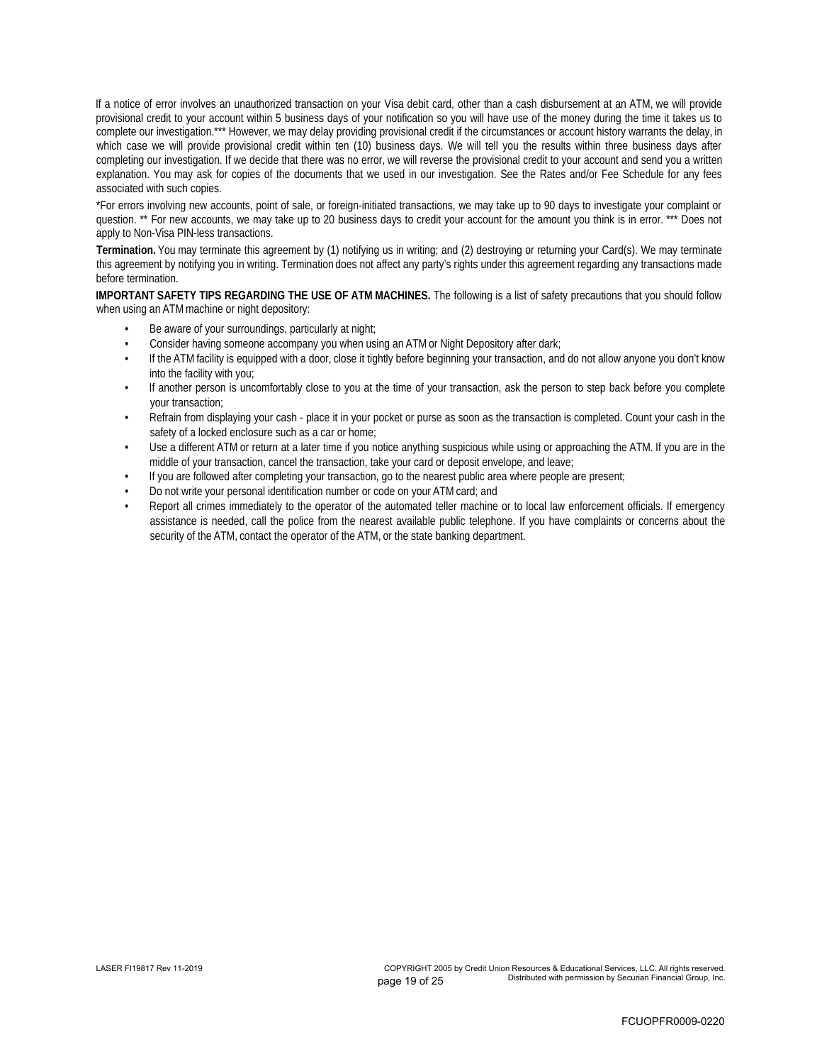If a notice of error involves an unauthorized transaction on your Visa debit card, other than a cash disbursement at an ATM, we will provide provisional credit to your account within 5 business days of your notification so you will have use of the money during the time it takes us to complete our investigation.*** However, we may delay providing provisional credit if the circumstances or account history warrants the delay, in which case we will provide provisional credit within ten (10) business days. We will tell you the results within three business days after completing our investigation. If we decide that there was no error, we will reverse the provisional credit to your account and send you a written explanation. You may ask for copies of the documents that we used in our investigation. See the Rates and/or Fee Schedule for any fees associated with such copies.

*For errors involving new accounts, point of sale, or foreign-initiated transactions, we may take up to 90 days to investigate your complaint or question. ** For new accounts, we may take up to 20 business days to credit your account for the amount you think is in error. *** Does not apply to Non-Visa PIN-less transactions.

**Termination.** You may terminate this agreement by (1) notifying us in writing; and (2) destroying or returning your Card(s). We may terminate this agreement by notifying you in writing. Termination does not affect any party's rights under this agreement regarding any transactions made before termination.

**IMPORTANT SAFETY TIPS REGARDING THE USE OF ATM MACHINES.** The following is a list of safety precautions that you should follow when using an ATM machine or night depository:

- Be aware of your surroundings, particularly at night;
- Consider having someone accompany you when using an ATM or Night Depository after dark;
- If the ATM facility is equipped with a door, close it tightly before beginning your transaction, and do not allow anyone you don't know into the facility with you;
- If another person is uncomfortably close to you at the time of your transaction, ask the person to step back before you complete your transaction;
- Refrain from displaying your cash - place it in your pocket or purse as soon as the transaction is completed. Count your cash in the safety of a locked enclosure such as a car or home;
- Use a different ATM or return at a later time if you notice anything suspicious while using or approaching the ATM. If you are in the middle of your transaction, cancel the transaction, take your card or deposit envelope, and leave;
- If you are followed after completing your transaction, go to the nearest public area where people are present;
- Do not write your personal identification number or code on your ATM card; and
- Report all crimes immediately to the operator of the automated teller machine or to local law enforcement officials. If emergency assistance is needed, call the police from the nearest available public telephone. If you have complaints or concerns about the security of the ATM, contact the operator of the ATM, or the state banking department.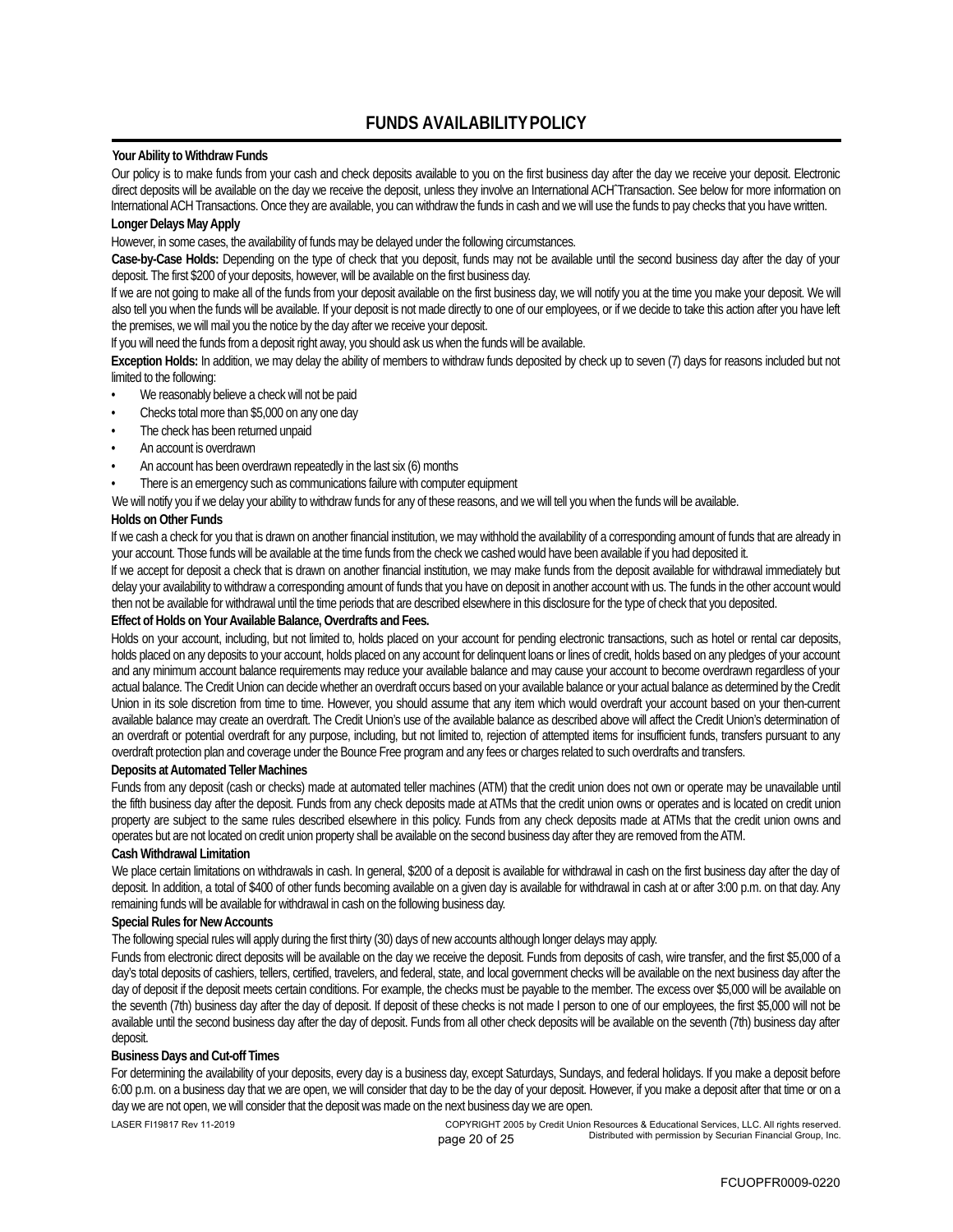# FUNDS AVAILABILITY POLICY

**Your Ability to Withdraw Funds**

Our policy is to make funds from your cash and check deposits available to you on the first business day after the day we receive your deposit. Electronic direct deposits will be available on the day we receive the deposit, unless they involve an International ACH Transaction. See below for more information on International ACH Transactions. Once they are available, you can withdraw the funds in cash and we will use the funds to pay checks that you have written.

**Longer Delays May Apply**

However, in some cases, the availability of funds may be delayed under the following circumstances.

**Case-by-Case Holds:** Depending on the type of check that you deposit, funds may not be available until the second business day after the day of your deposit. The first $200 of your deposits, however, will be available on the first business day.

If we are not going to make all of the funds from your deposit available on the first business day, we will notify you at the time you make your deposit. We will also tell you when the funds will be available. If your deposit is not made directly to one of our employees, or if we decide to take this action after you have left the premises, we will mail you the notice by the day after we receive your deposit.

If you will need the funds from a deposit right away, you should ask us when the funds will be available.

**Exception Holds:** In addition, we may delay the ability of members to withdraw funds deposited by check up to seven (7) days for reasons included but not limited to the following:

- We reasonably believe a check will not be paid
- Checks total more than $5,000 on any one day
- The check has been returned unpaid
- An account is overdrawn
- An account has been overdrawn repeatedly in the last six (6) months
- There is an emergency such as communications failure with computer equipment

We will notify you if we delay your ability to withdraw funds for any of these reasons, and we will tell you when the funds will be available.

**Holds on Other Funds**

If we cash a check for you that is drawn on another financial institution, we may withhold the availability of a corresponding amount of funds that are already in your account. Those funds will be available at the time funds from the check we cashed would have been available if you had deposited it.

If we accept for deposit a check that is drawn on another financial institution, we may make funds from the deposit available for withdrawal immediately but delay your availability to withdraw a corresponding amount of funds that you have on deposit in another account with us. The funds in the other account would then not be available for withdrawal until the time periods that are described elsewhere in this disclosure for the type of check that you deposited.

**Effect of Holds on Your Available Balance, Overdrafts and Fees.**

Holds on your account, including, but not limited to, holds placed on your account for pending electronic transactions, such as hotel or rental car deposits, holds placed on any deposits to your account, holds placed on any account for delinquent loans or lines of credit, holds based on any pledges of your account and any minimum account balance requirements may reduce your available balance and may cause your account to become overdrawn regardless of your actual balance. The Credit Union can decide whether an overdraft occurs based on your available balance or your actual balance as determined by the Credit Union in its sole discretion from time to time. However, you should assume that any item which would overdraft your account based on your then-current available balance may create an overdraft. The Credit Union's use of the available balance as described above will affect the Credit Union's determination of an overdraft or potential overdraft for any purpose, including, but not limited to, rejection of attempted items for insufficient funds, transfers pursuant to any overdraft protection plan and coverage under the Bounce Free program and any fees or charges related to such overdrafts and transfers.

**Deposits at Automated Teller Machines**

Funds from any deposit (cash or checks) made at automated teller machines (ATM) that the credit union does not own or operate may be unavailable until the fifth business day after the deposit. Funds from any check deposits made at ATMs that the credit union owns or operates and is located on credit union property are subject to the same rules described elsewhere in this policy. Funds from any check deposits made at ATMs that the credit union owns and operates but are not located on credit union property shall be available on the second business day after they are removed from the ATM.

**Cash Withdrawal Limitation**

We place certain limitations on withdrawals in cash. In general, $200 of a deposit is available for withdrawal in cash on the first business day after the day of deposit. In addition, a total of $400 of other funds becoming available on a given day is available for withdrawal in cash at or after 3:00 p.m. on that day. Any remaining funds will be available for withdrawal in cash on the following business day.

**Special Rules for New Accounts**

The following special rules will apply during the first thirty (30) days of new accounts although longer delays may apply.

Funds from electronic direct deposits will be available on the day we receive the deposit. Funds from deposits of cash, wire transfer, and the first $5,000 of a day's total deposits of cashiers, tellers, certified, travelers, and federal, state, and local government checks will be available on the next business day after the day of deposit if the deposit meets certain conditions. For example, the checks must be payable to the member. The excess over $5,000 will be available on the seventh (7th) business day after the day of deposit. If deposit of these checks is not made I person to one of our employees, the first $5,000 will not be available until the second business day after the day of deposit. Funds from all other check deposits will be available on the seventh (7th) business day after deposit.

**Business Days and Cut-off Times**

For determining the availability of your deposits, every day is a business day, except Saturdays, Sundays, and federal holidays. If you make a deposit before 6:00 p.m. on a business day that we are open, we will consider that day to be the day of your deposit. However, if you make a deposit after that time or on a day we are not open, we will consider that the deposit was made on the next business day we are open.

LASER FI19817 Rev 11-2019

COPYRIGHT 2005 by Credit Union Resources & Educational Services, LLC. All rights reserved. Distributed with permission by Securian Financial Group, Inc.

FCUOPFR0009-0220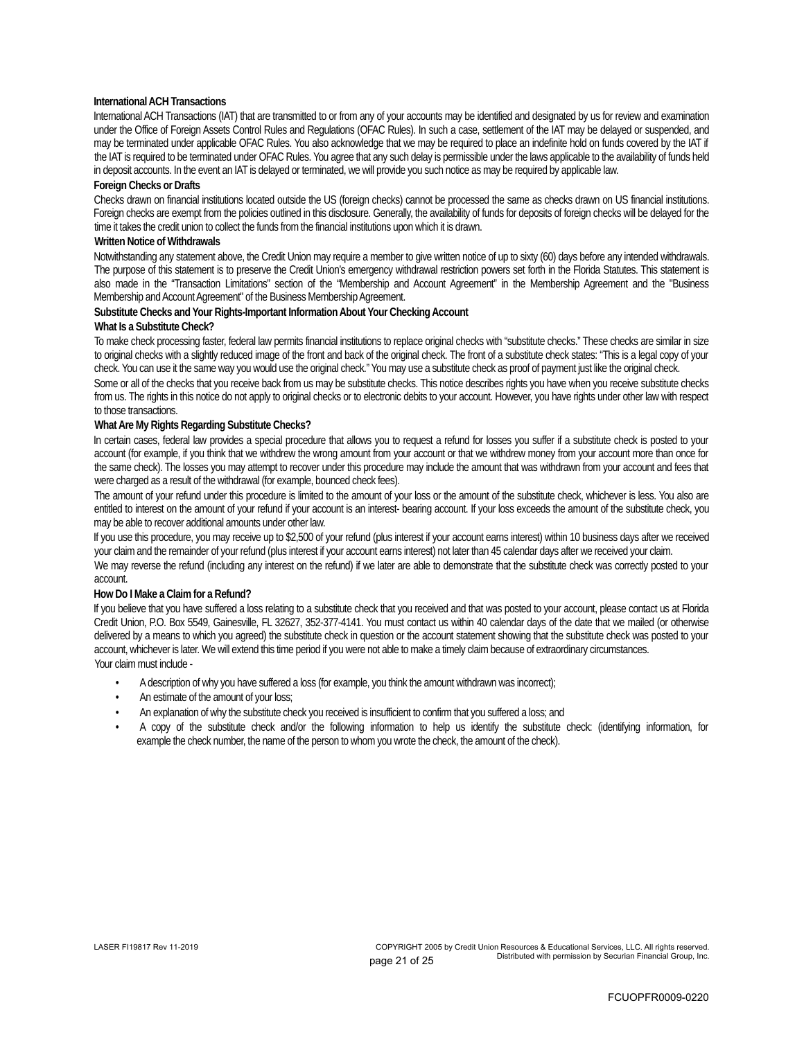**International ACH Transactions**

International ACH Transactions (IAT) that are transmitted to or from any of your accounts may be identified and designated by us for review and examination under the Office of Foreign Assets Control Rules and Regulations (OFAC Rules). In such a case, settlement of the IAT may be delayed or suspended, and may be terminated under applicable OFAC Rules. You also acknowledge that we may be required to place an indefinite hold on funds covered by the IAT if the IAT is required to be terminated under OFAC Rules. You agree that any such delay is permissible under the laws applicable to the availability of funds held in deposit accounts. In the event an IAT is delayed or terminated, we will provide you such notice as may be required by applicable law.

**Foreign Checks or Drafts**

Checks drawn on financial institutions located outside the US (foreign checks) cannot be processed the same as checks drawn on US financial institutions. Foreign checks are exempt from the policies outlined in this disclosure. Generally, the availability of funds for deposits of foreign checks will be delayed for the time it takes the credit union to collect the funds from the financial institutions upon which it is drawn.

**Written Notice of Withdrawals**

Notwithstanding any statement above, the Credit Union may require a member to give written notice of up to sixty (60) days before any intended withdrawals. The purpose of this statement is to preserve the Credit Union's emergency withdrawal restriction powers set forth in the Florida Statutes. This statement is also made in the "Transaction Limitations" section of the "Membership and Account Agreement" in the Membership Agreement and the "Business Membership and Account Agreement" of the Business Membership Agreement.

**Substitute Checks and Your Rights-Important Information About Your Checking Account**

**What Is a Substitute Check?**

To make check processing faster, federal law permits financial institutions to replace original checks with "substitute checks." These checks are similar in size to original checks with a slightly reduced image of the front and back of the original check. The front of a substitute check states: "This is a legal copy of your check. You can use it the same way you would use the original check." You may use a substitute check as proof of payment just like the original check.

Some or all of the checks that you receive back from us may be substitute checks. This notice describes rights you have when you receive substitute checks from us. The rights in this notice do not apply to original checks or to electronic debits to your account. However, you have rights under other law with respect to those transactions.

**What Are My Rights Regarding Substitute Checks?**

In certain cases, federal law provides a special procedure that allows you to request a refund for losses you suffer if a substitute check is posted to your account (for example, if you think that we withdrew the wrong amount from your account or that we withdrew money from your account more than once for the same check). The losses you may attempt to recover under this procedure may include the amount that was withdrawn from your account and fees that were charged as a result of the withdrawal (for example, bounced check fees).

The amount of your refund under this procedure is limited to the amount of your loss or the amount of the substitute check, whichever is less. You also are entitled to interest on the amount of your refund if your account is an interest- bearing account. If your loss exceeds the amount of the substitute check, you may be able to recover additional amounts under other law.

If you use this procedure, you may receive up to $2,500 of your refund (plus interest if your account earns interest) within 10 business days after we received your claim and the remainder of your refund (plus interest if your account earns interest) not later than 45 calendar days after we received your claim.

We may reverse the refund (including any interest on the refund) if we later are able to demonstrate that the substitute check was correctly posted to your account.

**How Do I Make a Claim for a Refund?**

If you believe that you have suffered a loss relating to a substitute check that you received and that was posted to your account, please contact us at Florida Credit Union, P.O. Box 5549, Gainesville, FL 32627, 352-377-4141. You must contact us within 40 calendar days of the date that we mailed (or otherwise delivered by a means to which you agreed) the substitute check in question or the account statement showing that the substitute check was posted to your account, whichever is later. We will extend this time period if you were not able to make a timely claim because of extraordinary circumstances.

Your claim must include -

- A description of why you have suffered a loss (for example, you think the amount withdrawn was incorrect);
- An estimate of the amount of your loss;
- An explanation of why the substitute check you received is insufficient to confirm that you suffered a loss; and
- A copy of the substitute check and/or the following information to help us identify the substitute check: (identifying information, for example the check number, the name of the person to whom you wrote the check, the amount of the check).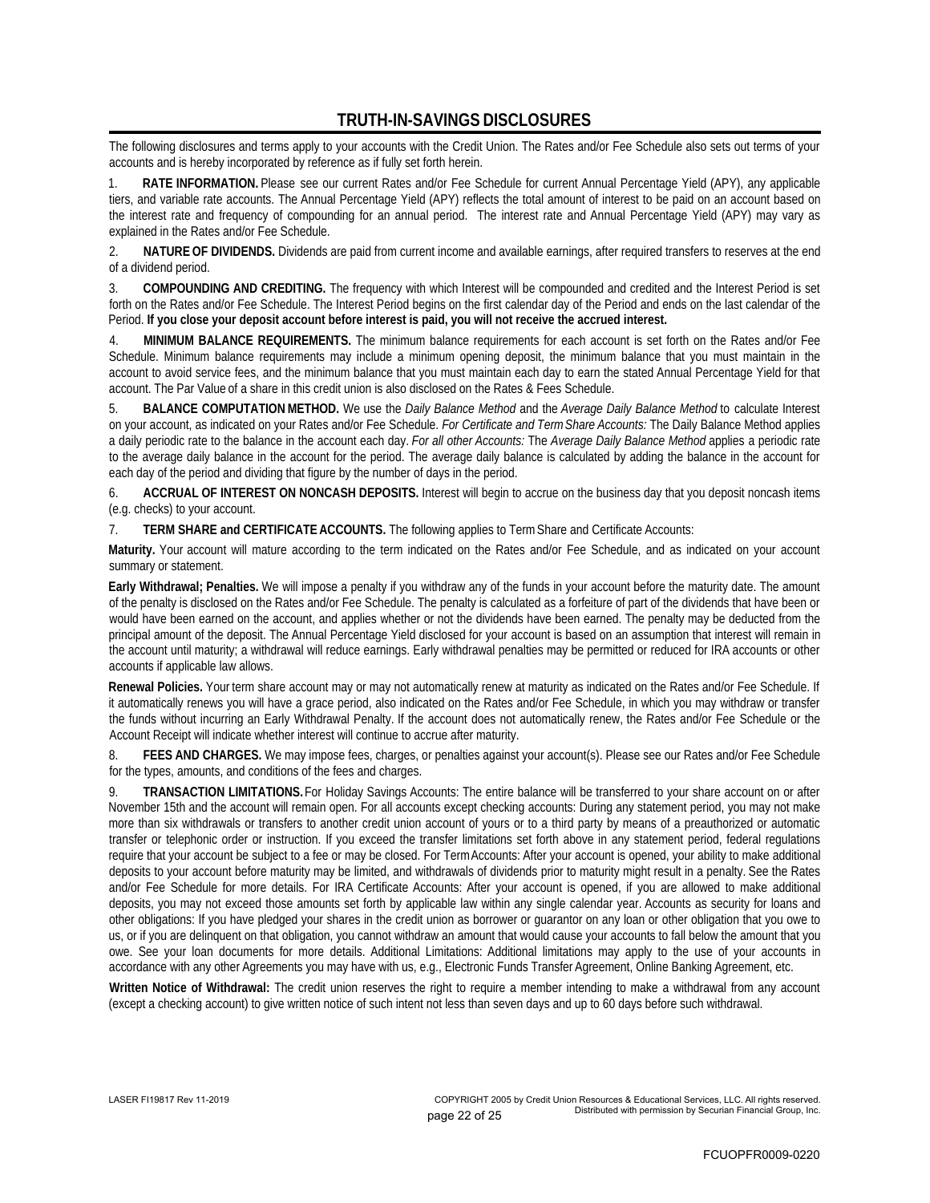# TRUTH-IN-SAVINGS DISCLOSURES

The following disclosures and terms apply to your accounts with the Credit Union. The Rates and/or Fee Schedule also sets out terms of your accounts and is hereby incorporated by reference as if fully set forth herein.

1. **RATE INFORMATION.** Please see our current Rates and/or Fee Schedule for current Annual Percentage Yield (APY), any applicable tiers, and variable rate accounts. The Annual Percentage Yield (APY) reflects the total amount of interest to be paid on an account based on the interest rate and frequency of compounding for an annual period. The interest rate and Annual Percentage Yield (APY) may vary as explained in the Rates and/or Fee Schedule.

2. **NATURE OF DIVIDENDS.** Dividends are paid from current income and available earnings, after required transfers to reserves at the end of a dividend period.

3. **COMPOUNDING AND CREDITING.** The frequency with which Interest will be compounded and credited and the Interest Period is set forth on the Rates and/or Fee Schedule. The Interest Period begins on the first calendar day of the Period and ends on the last calendar of the Period. **If you close your deposit account before interest is paid, you will not receive the accrued interest.**

4. **MINIMUM BALANCE REQUIREMENTS.** The minimum balance requirements for each account is set forth on the Rates and/or Fee Schedule. Minimum balance requirements may include a minimum opening deposit, the minimum balance that you must maintain in the account to avoid service fees, and the minimum balance that you must maintain each day to earn the stated Annual Percentage Yield for that account. The Par Value of a share in this credit union is also disclosed on the Rates & Fees Schedule.

5. **BALANCE COMPUTATION METHOD.** We use the *Daily Balance Method* and the *Average Daily Balance Method* to calculate Interest on your account, as indicated on your Rates and/or Fee Schedule. *For Certificate and Term Share Accounts:* The Daily Balance Method applies a daily periodic rate to the balance in the account each day. *For all other Accounts:* The *Average Daily Balance Method* applies a periodic rate to the average daily balance in the account for the period. The average daily balance is calculated by adding the balance in the account for each day of the period and dividing that figure by the number of days in the period.

6. **ACCRUAL OF INTEREST ON NONCASH DEPOSITS.** Interest will begin to accrue on the business day that you deposit noncash items (e.g. checks) to your account.

7. **TERM SHARE and CERTIFICATE ACCOUNTS.** The following applies to Term Share and Certificate Accounts:

**Maturity.** Your account will mature according to the term indicated on the Rates and/or Fee Schedule, and as indicated on your account summary or statement.

**Early Withdrawal; Penalties.** We will impose a penalty if you withdraw any of the funds in your account before the maturity date. The amount of the penalty is disclosed on the Rates and/or Fee Schedule. The penalty is calculated as a forfeiture of part of the dividends that have been or would have been earned on the account, and applies whether or not the dividends have been earned. The penalty may be deducted from the principal amount of the deposit. The Annual Percentage Yield disclosed for your account is based on an assumption that interest will remain in the account until maturity; a withdrawal will reduce earnings. Early withdrawal penalties may be permitted or reduced for IRA accounts or other accounts if applicable law allows.

**Renewal Policies.** Your term share account may or may not automatically renew at maturity as indicated on the Rates and/or Fee Schedule. If it automatically renews you will have a grace period, also indicated on the Rates and/or Fee Schedule, in which you may withdraw or transfer the funds without incurring an Early Withdrawal Penalty. If the account does not automatically renew, the Rates and/or Fee Schedule or the Account Receipt will indicate whether interest will continue to accrue after maturity.

8. **FEES AND CHARGES.** We may impose fees, charges, or penalties against your account(s). Please see our Rates and/or Fee Schedule for the types, amounts, and conditions of the fees and charges.

9. **TRANSACTION LIMITATIONS.** For Holiday Savings Accounts: The entire balance will be transferred to your share account on or after November 15th and the account will remain open. For all accounts except checking accounts: During any statement period, you may not make more than six withdrawals or transfers to another credit union account of yours or to a third party by means of a preauthorized or automatic transfer or telephonic order or instruction. If you exceed the transfer limitations set forth above in any statement period, federal regulations require that your account be subject to a fee or may be closed. For Term Accounts: After your account is opened, your ability to make additional deposits to your account before maturity may be limited, and withdrawals of dividends prior to maturity might result in a penalty. See the Rates and/or Fee Schedule for more details. For IRA Certificate Accounts: After your account is opened, if you are allowed to make additional deposits, you may not exceed those amounts set forth by applicable law within any single calendar year. Accounts as security for loans and other obligations: If you have pledged your shares in the credit union as borrower or guarantor on any loan or other obligation that you owe to us, or if you are delinquent on that obligation, you cannot withdraw an amount that would cause your accounts to fall below the amount that you owe. See your loan documents for more details. Additional Limitations: Additional limitations may apply to the use of your accounts in accordance with any other Agreements you may have with us, e.g., Electronic Funds Transfer Agreement, Online Banking Agreement, etc.

**Written Notice of Withdrawal:** The credit union reserves the right to require a member intending to make a withdrawal from any account (except a checking account) to give written notice of such intent not less than seven days and up to 60 days before such withdrawal.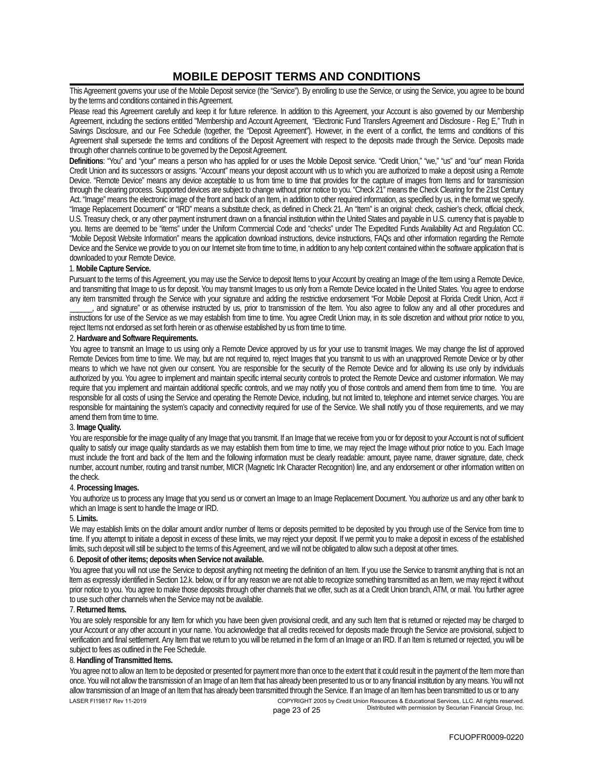# MOBILE DEPOSIT TERMS AND CONDITIONS

This Agreement governs your use of the Mobile Deposit service (the "Service"). By enrolling to use the Service, or using the Service, you agree to be bound by the terms and conditions contained in this Agreement.

Please read this Agreement carefully and keep it for future reference. In addition to this Agreement, your Account is also governed by our Membership Agreement, including the sections entitled "Membership and Account Agreement, "Electronic Fund Transfers Agreement and Disclosure - Reg E," Truth in Savings Disclosure, and our Fee Schedule (together, the "Deposit Agreement"). However, in the event of a conflict, the terms and conditions of this Agreement shall supersede the terms and conditions of the Deposit Agreement with respect to the deposits made through the Service. Deposits made through other channels continue to be governed by the Deposit Agreement.

**Definitions**: "You" and "your" means a person who has applied for or uses the Mobile Deposit service. "Credit Union," "we," "us" and "our" mean Florida Credit Union and its successors or assigns. "Account" means your deposit account with us to which you are authorized to make a deposit using a Remote Device. "Remote Device" means any device acceptable to us from time to time that provides for the capture of images from Items and for transmission through the clearing process. Supported devices are subject to change without prior notice to you. "Check 21" means the Check Clearing for the 21st Century Act. "Image" means the electronic image of the front and back of an Item, in addition to other required information, as specified by us, in the format we specify. "Image Replacement Document" or "IRD" means a substitute check, as defined in Check 21. An "Item" is an original: check, cashier's check, official check, U.S. Treasury check, or any other payment instrument drawn on a financial institution within the United States and payable in U.S. currency that is payable to you. Items are deemed to be "items" under the Uniform Commercial Code and "checks" under The Expedited Funds Availability Act and Regulation CC. "Mobile Deposit Website Information" means the application download instructions, device instructions, FAQs and other information regarding the Remote Device and the Service we provide to you on our Internet site from time to time, in addition to any help content contained within the software application that is downloaded to your Remote Device.

1. **Mobile Capture Service.**

Pursuant to the terms of this Agreement, you may use the Service to deposit Items to your Account by creating an Image of the Item using a Remote Device, and transmitting that Image to us for deposit. You may transmit Images to us only from a Remote Device located in the United States. You agree to endorse any item transmitted through the Service with your signature and adding the restrictive endorsement "For Mobile Deposit at Florida Credit Union, Acct # ______, and signature" or as otherwise instructed by us, prior to transmission of the Item. You also agree to follow any and all other procedures and instructions for use of the Service as we may establish from time to time. You agree Credit Union may, in its sole discretion and without prior notice to you, reject Items not endorsed as set forth herein or as otherwise established by us from time to time.

2. **Hardware and Software Requirements.**

You agree to transmit an Image to us using only a Remote Device approved by us for your use to transmit Images. We may change the list of approved Remote Devices from time to time. We may, but are not required to, reject Images that you transmit to us with an unapproved Remote Device or by other means to which we have not given our consent. You are responsible for the security of the Remote Device and for allowing its use only by individuals authorized by you. You agree to implement and maintain specific internal security controls to protect the Remote Device and customer information. We may require that you implement and maintain additional specific controls, and we may notify you of those controls and amend them from time to time. You are responsible for all costs of using the Service and operating the Remote Device, including, but not limited to, telephone and internet service charges. You are responsible for maintaining the system's capacity and connectivity required for use of the Service. We shall notify you of those requirements, and we may amend them from time to time.

3. **Image Quality.**

You are responsible for the image quality of any Image that you transmit. If an Image that we receive from you or for deposit to your Account is not of sufficient quality to satisfy our image quality standards as we may establish them from time to time, we may reject the Image without prior notice to you. Each Image must include the front and back of the Item and the following information must be clearly readable: amount, payee name, drawer signature, date, check number, account number, routing and transit number, MICR (Magnetic Ink Character Recognition) line, and any endorsement or other information written on the check.

4. **Processing Images.**

You authorize us to process any Image that you send us or convert an Image to an Image Replacement Document. You authorize us and any other bank to which an Image is sent to handle the Image or IRD.

5. **Limits.**

We may establish limits on the dollar amount and/or number of Items or deposits permitted to be deposited by you through use of the Service from time to time. If you attempt to initiate a deposit in excess of these limits, we may reject your deposit. If we permit you to make a deposit in excess of the established limits, such deposit will still be subject to the terms of this Agreement, and we will not be obligated to allow such a deposit at other times.

6. **Deposit of other items; deposits when Service not available.**

You agree that you will not use the Service to deposit anything not meeting the definition of an Item. If you use the Service to transmit anything that is not an Item as expressly identified in Section 12.k. below, or if for any reason we are not able to recognize something transmitted as an Item, we may reject it without prior notice to you. You agree to make those deposits through other channels that we offer, such as at a Credit Union branch, ATM, or mail. You further agree to use such other channels when the Service may not be available.

7. **Returned Items.**

You are solely responsible for any Item for which you have been given provisional credit, and any such Item that is returned or rejected may be charged to your Account or any other account in your name. You acknowledge that all credits received for deposits made through the Service are provisional, subject to verification and final settlement. Any Item that we return to you will be returned in the form of an Image or an IRD. If an Item is returned or rejected, you will be subject to fees as outlined in the Fee Schedule.

8. **Handling of Transmitted Items.**

You agree not to allow an Item to be deposited or presented for payment more than once to the extent that it could result in the payment of the Item more than once. You will not allow the transmission of an Image of an Item that has already been presented to us or to any financial institution by any means. You will not allow transmission of an Image of an Item that has already been transmitted through the Service. If an Image of an Item has been transmitted to us or to any

LASER FI19817 Rev 11-2019

COPYRIGHT 2005 by Credit Union Resources & Educational Services, LLC. All rights reserved. Distributed with permission by Securian Financial Group, Inc.

FCUOPFR0009-0220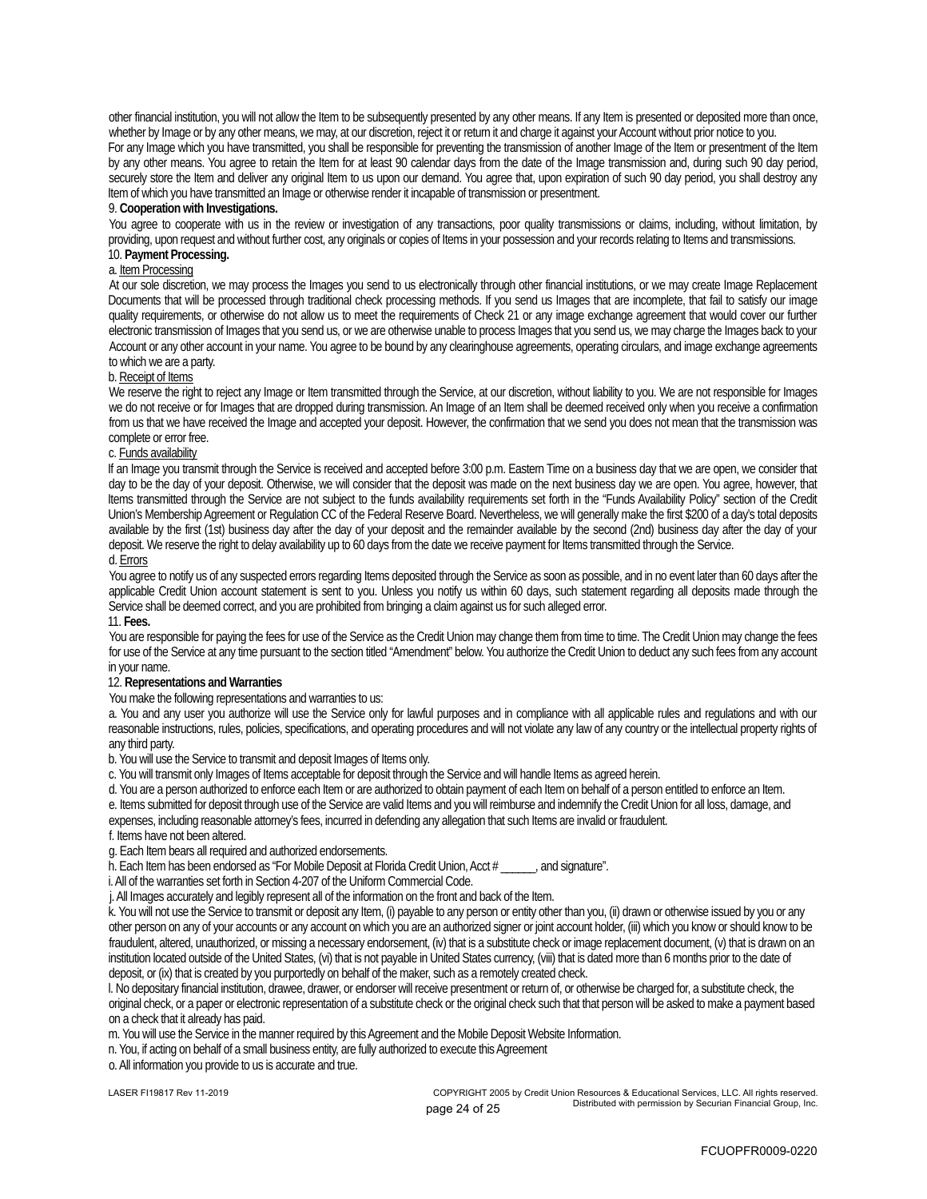other financial institution, you will not allow the Item to be subsequently presented by any other means. If any Item is presented or deposited more than once, whether by Image or by any other means, we may, at our discretion, reject it or return it and charge it against your Account without prior notice to you.

For any Image which you have transmitted, you shall be responsible for preventing the transmission of another Image of the Item or presentment of the Item by any other means. You agree to retain the Item for at least 90 calendar days from the date of the Image transmission and, during such 90 day period, securely store the Item and deliver any original Item to us upon our demand. You agree that, upon expiration of such 90 day period, you shall destroy any Item of which you have transmitted an Image or otherwise render it incapable of transmission or presentment.

9. **Cooperation with Investigations.**

You agree to cooperate with us in the review or investigation of any transactions, poor quality transmissions or claims, including, without limitation, by providing, upon request and without further cost, any originals or copies of Items in your possession and your records relating to Items and transmissions.

10. **Payment Processing.**

a. Item Processing

At our sole discretion, we may process the Images you send to us electronically through other financial institutions, or we may create Image Replacement Documents that will be processed through traditional check processing methods. If you send us Images that are incomplete, that fail to satisfy our image quality requirements, or otherwise do not allow us to meet the requirements of Check 21 or any image exchange agreement that would cover our further electronic transmission of Images that you send us, or we are otherwise unable to process Images that you send us, we may charge the Images back to your Account or any other account in your name. You agree to be bound by any clearinghouse agreements, operating circulars, and image exchange agreements to which we are a party.

b. Receipt of Items

We reserve the right to reject any Image or Item transmitted through the Service, at our discretion, without liability to you. We are not responsible for Images we do not receive or for Images that are dropped during transmission. An Image of an Item shall be deemed received only when you receive a confirmation from us that we have received the Image and accepted your deposit. However, the confirmation that we send you does not mean that the transmission was complete or error free.

c. Funds availability

If an Image you transmit through the Service is received and accepted before 3:00 p.m. Eastern Time on a business day that we are open, we consider that day to be the day of your deposit. Otherwise, we will consider that the deposit was made on the next business day we are open. You agree, however, that Items transmitted through the Service are not subject to the funds availability requirements set forth in the "Funds Availability Policy" section of the Credit Union's Membership Agreement or Regulation CC of the Federal Reserve Board. Nevertheless, we will generally make the first $200 of a day's total deposits available by the first (1st) business day after the day of your deposit and the remainder available by the second (2nd) business day after the day of your deposit. We reserve the right to delay availability up to 60 days from the date we receive payment for Items transmitted through the Service.

d. Errors

You agree to notify us of any suspected errors regarding Items deposited through the Service as soon as possible, and in no event later than 60 days after the applicable Credit Union account statement is sent to you. Unless you notify us within 60 days, such statement regarding all deposits made through the Service shall be deemed correct, and you are prohibited from bringing a claim against us for such alleged error.

11. **Fees.**

You are responsible for paying the fees for use of the Service as the Credit Union may change them from time to time. The Credit Union may change the fees for use of the Service at any time pursuant to the section titled "Amendment" below. You authorize the Credit Union to deduct any such fees from any account in your name.

12. **Representations and Warranties**

You make the following representations and warranties to us:

a. You and any user you authorize will use the Service only for lawful purposes and in compliance with all applicable rules and regulations and with our reasonable instructions, rules, policies, specifications, and operating procedures and will not violate any law of any country or the intellectual property rights of any third party.

b. You will use the Service to transmit and deposit Images of Items only.

c. You will transmit only Images of Items acceptable for deposit through the Service and will handle Items as agreed herein.

d. You are a person authorized to enforce each Item or are authorized to obtain payment of each Item on behalf of a person entitled to enforce an Item.

e. Items submitted for deposit through use of the Service are valid Items and you will reimburse and indemnify the Credit Union for all loss, damage, and expenses, including reasonable attorney's fees, incurred in defending any allegation that such Items are invalid or fraudulent.

f. Items have not been altered.

g. Each Item bears all required and authorized endorsements.

h. Each Item has been endorsed as "For Mobile Deposit at Florida Credit Union, Acct # ______, and signature".

i. All of the warranties set forth in Section 4-207 of the Uniform Commercial Code.

j. All Images accurately and legibly represent all of the information on the front and back of the Item.

k. You will not use the Service to transmit or deposit any Item, (i) payable to any person or entity other than you, (ii) drawn or otherwise issued by you or any other person on any of your accounts or any account on which you are an authorized signer or joint account holder, (iii) which you know or should know to be fraudulent, altered, unauthorized, or missing a necessary endorsement, (iv) that is a substitute check or image replacement document, (v) that is drawn on an institution located outside of the United States, (vi) that is not payable in United States currency, (viii) that is dated more than 6 months prior to the date of deposit, or (ix) that is created by you purportedly on behalf of the maker, such as a remotely created check.

l. No depositary financial institution, drawee, drawer, or endorser will receive presentment or return of, or otherwise be charged for, a substitute check, the original check, or a paper or electronic representation of a substitute check or the original check such that that person will be asked to make a payment based on a check that it already has paid.

m. You will use the Service in the manner required by this Agreement and the Mobile Deposit Website Information.

n. You, if acting on behalf of a small business entity, are fully authorized to execute this Agreement

o. All information you provide to us is accurate and true.

LASER FI19817 Rev 11-2019

COPYRIGHT 2005 by Credit Union Resources & Educational Services, LLC. All rights reserved. Distributed with permission by Securian Financial Group, Inc.

FCUOPFR0009-0220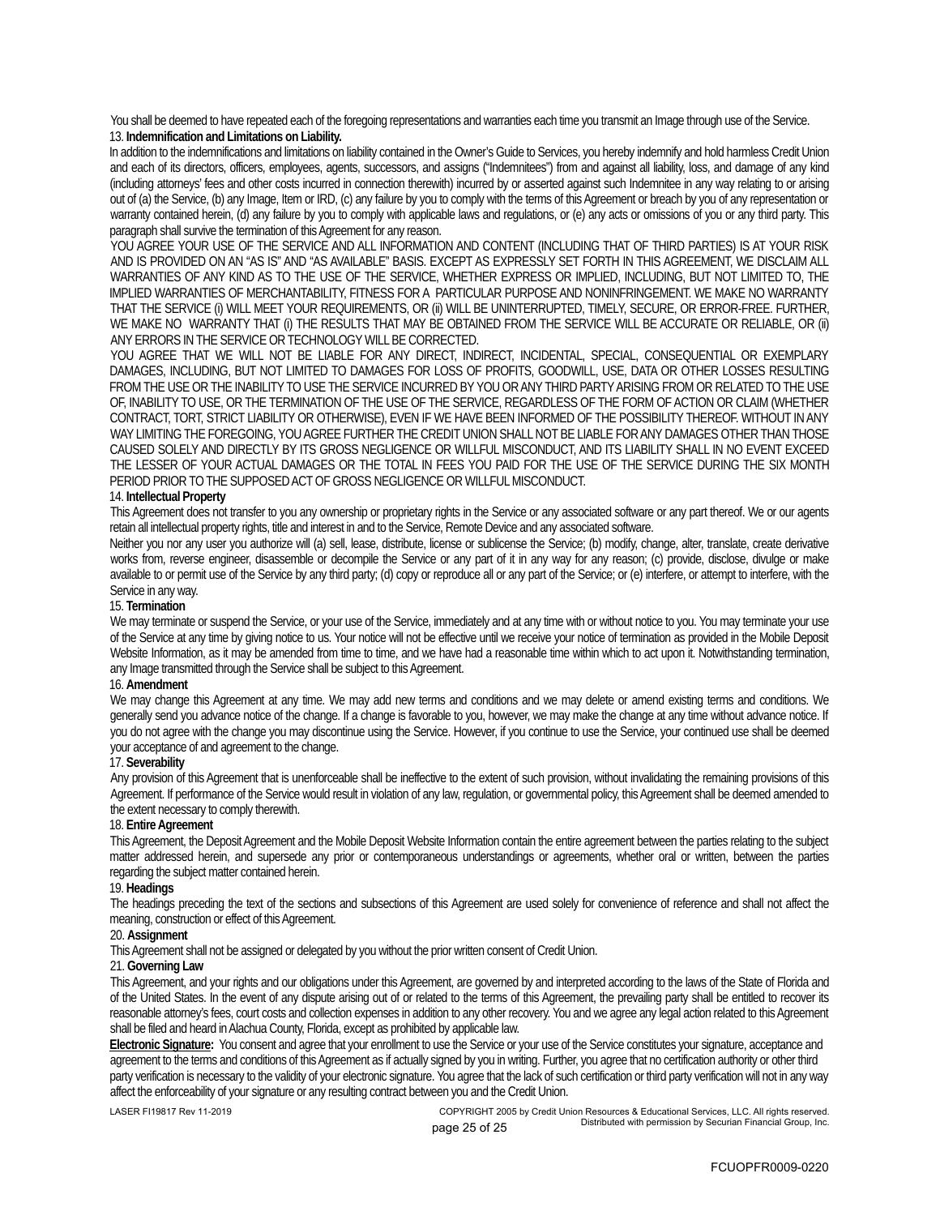You shall be deemed to have repeated each of the foregoing representations and warranties each time you transmit an Image through use of the Service.

13. **Indemnification and Limitations on Liability.**

In addition to the indemnifications and limitations on liability contained in the Owner's Guide to Services, you hereby indemnify and hold harmless Credit Union and each of its directors, officers, employees, agents, successors, and assigns ("Indemnitees") from and against all liability, loss, and damage of any kind (including attorneys' fees and other costs incurred in connection therewith) incurred by or asserted against such Indemnitee in any way relating to or arising out of (a) the Service, (b) any Image, Item or IRD, (c) any failure by you to comply with the terms of this Agreement or breach by you of any representation or warranty contained herein, (d) any failure by you to comply with applicable laws and regulations, or (e) any acts or omissions of you or any third party. This paragraph shall survive the termination of this Agreement for any reason.

YOU AGREE YOUR USE OF THE SERVICE AND ALL INFORMATION AND CONTENT (INCLUDING THAT OF THIRD PARTIES) IS AT YOUR RISK AND IS PROVIDED ON AN "AS IS" AND "AS AVAILABLE" BASIS. EXCEPT AS EXPRESSLY SET FORTH IN THIS AGREEMENT, WE DISCLAIM ALL WARRANTIES OF ANY KIND AS TO THE USE OF THE SERVICE, WHETHER EXPRESS OR IMPLIED, INCLUDING, BUT NOT LIMITED TO, THE IMPLIED WARRANTIES OF MERCHANTABILITY, FITNESS FOR A PARTICULAR PURPOSE AND NONINFRINGEMENT. WE MAKE NO WARRANTY THAT THE SERVICE (i) WILL MEET YOUR REQUIREMENTS, OR (ii) WILL BE UNINTERRUPTED, TIMELY, SECURE, OR ERROR-FREE. FURTHER, WE MAKE NO WARRANTY THAT (i) THE RESULTS THAT MAY BE OBTAINED FROM THE SERVICE WILL BE ACCURATE OR RELIABLE, OR (ii) ANY ERRORS IN THE SERVICE OR TECHNOLOGY WILL BE CORRECTED.

YOU AGREE THAT WE WILL NOT BE LIABLE FOR ANY DIRECT, INDIRECT, INCIDENTAL, SPECIAL, CONSEQUENTIAL OR EXEMPLARY DAMAGES, INCLUDING, BUT NOT LIMITED TO DAMAGES FOR LOSS OF PROFITS, GOODWILL, USE, DATA OR OTHER LOSSES RESULTING FROM THE USE OR THE INABILITY TO USE THE SERVICE INCURRED BY YOU OR ANY THIRD PARTY ARISING FROM OR RELATED TO THE USE OF, INABILITY TO USE, OR THE TERMINATION OF THE USE OF THE SERVICE, REGARDLESS OF THE FORM OF ACTION OR CLAIM (WHETHER CONTRACT, TORT, STRICT LIABILITY OR OTHERWISE), EVEN IF WE HAVE BEEN INFORMED OF THE POSSIBILITY THEREOF. WITHOUT IN ANY WAY LIMITING THE FOREGOING, YOU AGREE FURTHER THE CREDIT UNION SHALL NOT BE LIABLE FOR ANY DAMAGES OTHER THAN THOSE CAUSED SOLELY AND DIRECTLY BY ITS GROSS NEGLIGENCE OR WILLFUL MISCONDUCT, AND ITS LIABILITY SHALL IN NO EVENT EXCEED THE LESSER OF YOUR ACTUAL DAMAGES OR THE TOTAL IN FEES YOU PAID FOR THE USE OF THE SERVICE DURING THE SIX MONTH PERIOD PRIOR TO THE SUPPOSED ACT OF GROSS NEGLIGENCE OR WILLFUL MISCONDUCT.

14. **Intellectual Property**

This Agreement does not transfer to you any ownership or proprietary rights in the Service or any associated software or any part thereof. We or our agents retain all intellectual property rights, title and interest in and to the Service, Remote Device and any associated software.

Neither you nor any user you authorize will (a) sell, lease, distribute, license or sublicense the Service; (b) modify, change, alter, translate, create derivative works from, reverse engineer, disassemble or decompile the Service or any part of it in any way for any reason; (c) provide, disclose, divulge or make available to or permit use of the Service by any third party; (d) copy or reproduce all or any part of the Service; or (e) interfere, or attempt to interfere, with the Service in any way.

15. **Termination**

We may terminate or suspend the Service, or your use of the Service, immediately and at any time with or without notice to you. You may terminate your use of the Service at any time by giving notice to us. Your notice will not be effective until we receive your notice of termination as provided in the Mobile Deposit Website Information, as it may be amended from time to time, and we have had a reasonable time within which to act upon it. Notwithstanding termination, any Image transmitted through the Service shall be subject to this Agreement.

16. **Amendment**

We may change this Agreement at any time. We may add new terms and conditions and we may delete or amend existing terms and conditions. We generally send you advance notice of the change. If a change is favorable to you, however, we may make the change at any time without advance notice. If you do not agree with the change you may discontinue using the Service. However, if you continue to use the Service, your continued use shall be deemed your acceptance of and agreement to the change.

17. **Severability**

Any provision of this Agreement that is unenforceable shall be ineffective to the extent of such provision, without invalidating the remaining provisions of this Agreement. If performance of the Service would result in violation of any law, regulation, or governmental policy, this Agreement shall be deemed amended to the extent necessary to comply therewith.

18. **Entire Agreement**

This Agreement, the Deposit Agreement and the Mobile Deposit Website Information contain the entire agreement between the parties relating to the subject matter addressed herein, and supersede any prior or contemporaneous understandings or agreements, whether oral or written, between the parties regarding the subject matter contained herein.

19. **Headings**

The headings preceding the text of the sections and subsections of this Agreement are used solely for convenience of reference and shall not affect the meaning, construction or effect of this Agreement.

20. **Assignment**

This Agreement shall not be assigned or delegated by you without the prior written consent of Credit Union.

21. **Governing Law**

This Agreement, and your rights and our obligations under this Agreement, are governed by and interpreted according to the laws of the State of Florida and of the United States. In the event of any dispute arising out of or related to the terms of this Agreement, the prevailing party shall be entitled to recover its reasonable attorney's fees, court costs and collection expenses in addition to any other recovery. You and we agree any legal action related to this Agreement shall be filed and heard in Alachua County, Florida, except as prohibited by applicable law.

**Electronic Signature:** You consent and agree that your enrollment to use the Service or your use of the Service constitutes your signature, acceptance and agreement to the terms and conditions of this Agreement as if actually signed by you in writing. Further, you agree that no certification authority or other third party verification is necessary to the validity of your electronic signature. You agree that the lack of such certification or third party verification will not in any way affect the enforceability of your signature or any resulting contract between you and the Credit Union.

LASER FI19817 Rev 11-2019

COPYRIGHT 2005 by Credit Union Resources & Educational Services, LLC. All rights reserved. Distributed with permission by Securian Financial Group, Inc.

FCUOPFR0009-0220